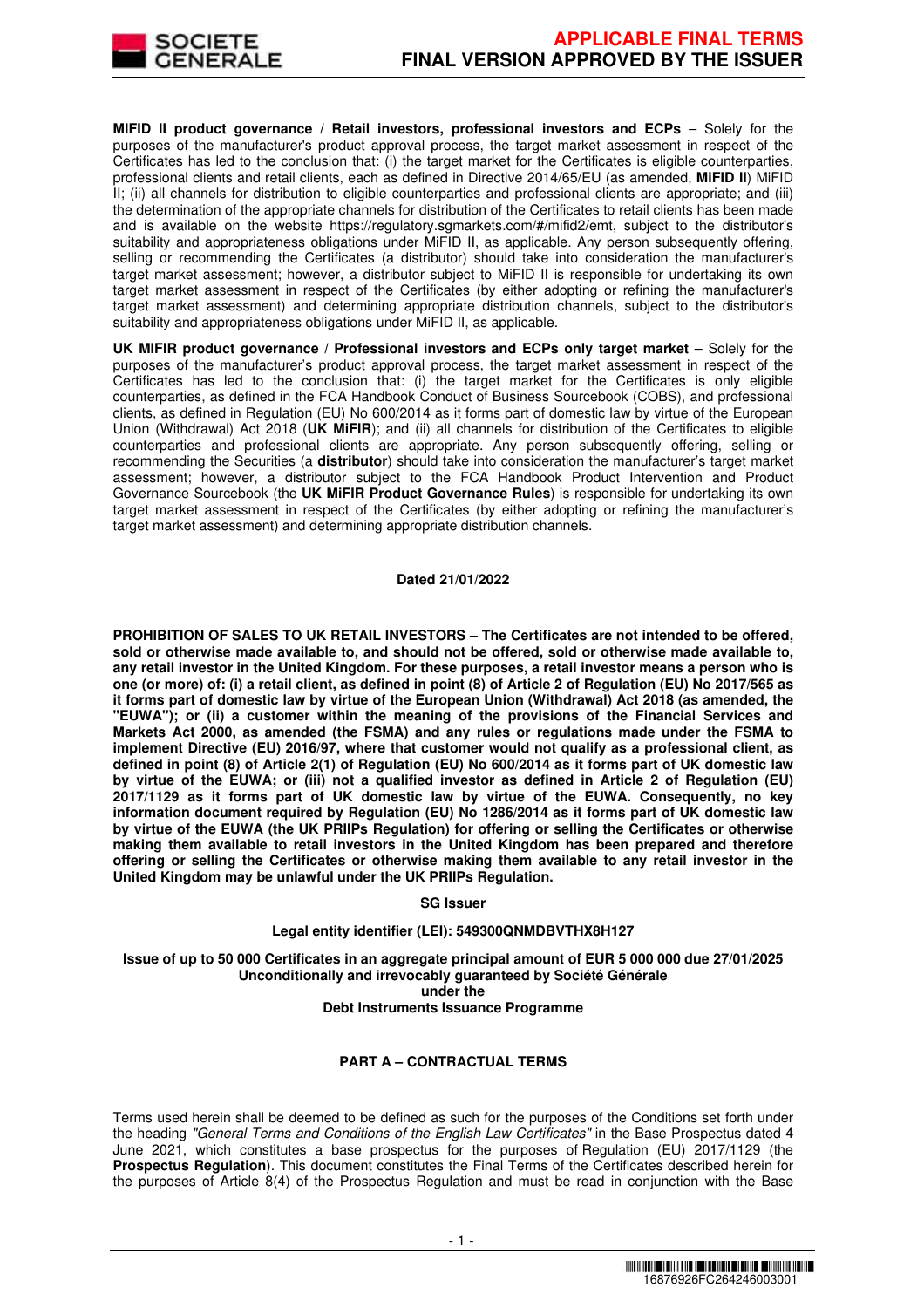**MIFID II product governance / Retail investors, professional investors and ECPs** – Solely for the purposes of the manufacturer's product approval process, the target market assessment in respect of the Certificates has led to the conclusion that: (i) the target market for the Certificates is eligible counterparties, professional clients and retail clients, each as defined in Directive 2014/65/EU (as amended, **MiFID II**) MiFID II; (ii) all channels for distribution to eligible counterparties and professional clients are appropriate; and (iii) the determination of the appropriate channels for distribution of the Certificates to retail clients has been made and is available on the website https://regulatory.sgmarkets.com/#/mifid2/emt, subject to the distributor's suitability and appropriateness obligations under MiFID II, as applicable. Any person subsequently offering, selling or recommending the Certificates (a distributor) should take into consideration the manufacturer's target market assessment; however, a distributor subject to MiFID II is responsible for undertaking its own target market assessment in respect of the Certificates (by either adopting or refining the manufacturer's target market assessment) and determining appropriate distribution channels, subject to the distributor's suitability and appropriateness obligations under MiFID II, as applicable.

**UK MIFIR product governance / Professional investors and ECPs only target market** – Solely for the purposes of the manufacturer's product approval process, the target market assessment in respect of the Certificates has led to the conclusion that: (i) the target market for the Certificates is only eligible counterparties, as defined in the FCA Handbook Conduct of Business Sourcebook (COBS), and professional clients, as defined in Regulation (EU) No 600/2014 as it forms part of domestic law by virtue of the European Union (Withdrawal) Act 2018 (**UK MiFIR**); and (ii) all channels for distribution of the Certificates to eligible counterparties and professional clients are appropriate. Any person subsequently offering, selling or recommending the Securities (a **distributor**) should take into consideration the manufacturer's target market assessment; however, a distributor subject to the FCA Handbook Product Intervention and Product Governance Sourcebook (the **UK MiFIR Product Governance Rules**) is responsible for undertaking its own target market assessment in respect of the Certificates (by either adopting or refining the manufacturer's target market assessment) and determining appropriate distribution channels.

**Dated 21/01/2022**

**PROHIBITION OF SALES TO UK RETAIL INVESTORS – The Certificates are not intended to be offered, sold or otherwise made available to, and should not be offered, sold or otherwise made available to, any retail investor in the United Kingdom. For these purposes, a retail investor means a person who is one (or more) of: (i) a retail client, as defined in point (8) of Article 2 of Regulation (EU) No 2017/565 as it forms part of domestic law by virtue of the European Union (Withdrawal) Act 2018 (as amended, the "EUWA"); or (ii) a customer within the meaning of the provisions of the Financial Services and Markets Act 2000, as amended (the FSMA) and any rules or regulations made under the FSMA to implement Directive (EU) 2016/97, where that customer would not qualify as a professional client, as defined in point (8) of Article 2(1) of Regulation (EU) No 600/2014 as it forms part of UK domestic law by virtue of the EUWA; or (iii) not a qualified investor as defined in Article 2 of Regulation (EU) 2017/1129 as it forms part of UK domestic law by virtue of the EUWA. Consequently, no key information document required by Regulation (EU) No 1286/2014 as it forms part of UK domestic law by virtue of the EUWA (the UK PRIIPs Regulation) for offering or selling the Certificates or otherwise making them available to retail investors in the United Kingdom has been prepared and therefore offering or selling the Certificates or otherwise making them available to any retail investor in the United Kingdom may be unlawful under the UK PRIIPs Regulation.**

**SG Issuer**

**Legal entity identifier (LEI): 549300QNMDBVTHX8H127**

**Issue of up to 50 000 Certificates in an aggregate principal amount of EUR 5 000 000 due 27/01/2025**
**Unconditionally and irrevocably guaranteed by Société Générale**
**under the**
**Debt Instruments Issuance Programme**

**PART A – CONTRACTUAL TERMS**

Terms used herein shall be deemed to be defined as such for the purposes of the Conditions set forth under the heading *"General Terms and Conditions of the English Law Certificates"* in the Base Prospectus dated 4 June 2021, which constitutes a base prospectus for the purposes of Regulation (EU) 2017/1129 (the **Prospectus Regulation**). This document constitutes the Final Terms of the Certificates described herein for the purposes of Article 8(4) of the Prospectus Regulation and must be read in conjunction with the Base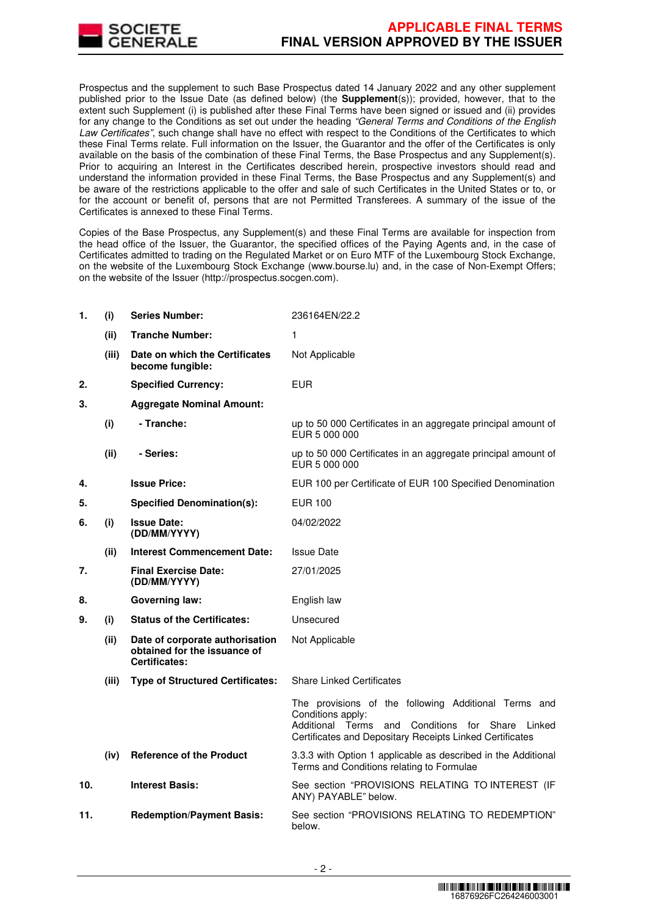Prospectus and the supplement to such Base Prospectus dated 14 January 2022 and any other supplement published prior to the Issue Date (as defined below) (the **Supplement**(s)); provided, however, that to the extent such Supplement (i) is published after these Final Terms have been signed or issued and (ii) provides for any change to the Conditions as set out under the heading *"General Terms and Conditions of the English Law Certificates"*, such change shall have no effect with respect to the Conditions of the Certificates to which these Final Terms relate. Full information on the Issuer, the Guarantor and the offer of the Certificates is only available on the basis of the combination of these Final Terms, the Base Prospectus and any Supplement(s). Prior to acquiring an Interest in the Certificates described herein, prospective investors should read and understand the information provided in these Final Terms, the Base Prospectus and any Supplement(s) and be aware of the restrictions applicable to the offer and sale of such Certificates in the United States or to, or for the account or benefit of, persons that are not Permitted Transferees. A summary of the issue of the Certificates is annexed to these Final Terms.

Copies of the Base Prospectus, any Supplement(s) and these Final Terms are available for inspection from the head office of the Issuer, the Guarantor, the specified offices of the Paying Agents and, in the case of Certificates admitted to trading on the Regulated Market or on Euro MTF of the Luxembourg Stock Exchange, on the website of the Luxembourg Stock Exchange (www.bourse.lu) and, in the case of Non-Exempt Offers; on the website of the Issuer (http://prospectus.socgen.com).

| | | | |
|---|---|---|---|
| **1.** | **(i)** | **Series Number:** | 236164EN/22.2 |
| | **(ii)** | **Tranche Number:** | 1 |
| | **(iii)** | **Date on which the Certificates become fungible:** | Not Applicable |
| **2.** | | **Specified Currency:** | EUR |
| **3.** | | **Aggregate Nominal Amount:** | |
| | **(i)** | **- Tranche:** | up to 50 000 Certificates in an aggregate principal amount of EUR 5 000 000 |
| | **(ii)** | **- Series:** | up to 50 000 Certificates in an aggregate principal amount of EUR 5 000 000 |
| **4.** | | **Issue Price:** | EUR 100 per Certificate of EUR 100 Specified Denomination |
| **5.** | | **Specified Denomination(s):** | EUR 100 |
| **6.** | **(i)** | **Issue Date: (DD/MM/YYYY)** | 04/02/2022 |
| | **(ii)** | **Interest Commencement Date:** | Issue Date |
| **7.** | | **Final Exercise Date: (DD/MM/YYYY)** | 27/01/2025 |
| **8.** | | **Governing law:** | English law |
| **9.** | **(i)** | **Status of the Certificates:** | Unsecured |
| | **(ii)** | **Date of corporate authorisation obtained for the issuance of Certificates:** | Not Applicable |
| | **(iii)** | **Type of Structured Certificates:** | Share Linked Certificates<br><br>The provisions of the following Additional Terms and Conditions apply:<br>Additional Terms and Conditions for Share Linked Certificates and Depositary Receipts Linked Certificates |
| | **(iv)** | **Reference of the Product** | 3.3.3 with Option 1 applicable as described in the Additional Terms and Conditions relating to Formulae |
| **10.** | | **Interest Basis:** | See section "PROVISIONS RELATING TO INTEREST (IF ANY) PAYABLE" below. |
| **11.** | | **Redemption/Payment Basis:** | See section "PROVISIONS RELATING TO REDEMPTION" below. |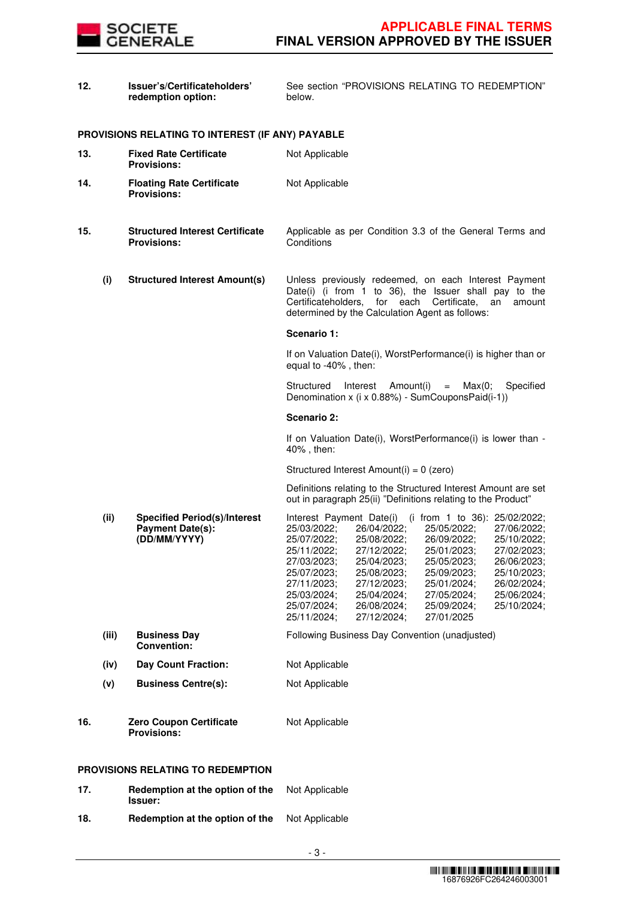| | | |
|---|---|---|
| **12.** | **Issuer's/Certificateholders' redemption option:** | See section "PROVISIONS RELATING TO REDEMPTION" below. |

**PROVISIONS RELATING TO INTEREST (IF ANY) PAYABLE**

| | | |
|---|---|---|
| **13.** | **Fixed Rate Certificate Provisions:** | Not Applicable |
| **14.** | **Floating Rate Certificate Provisions:** | Not Applicable |
| **15.** | **Structured Interest Certificate Provisions:** | Applicable as per Condition 3.3 of the General Terms and Conditions |

**(i) Structured Interest Amount(s)**

Unless previously redeemed, on each Interest Payment Date(i) (i from 1 to 36), the Issuer shall pay to the Certificateholders, for each Certificate, an amount determined by the Calculation Agent as follows:

**Scenario 1:**

If on Valuation Date(i), WorstPerformance(i) is higher than or equal to -40% , then:

Structured Interest Amount(i) = Max(0; Specified Denomination x (i x 0.88%) - SumCouponsPaid(i-1))

**Scenario 2:**

If on Valuation Date(i), WorstPerformance(i) is lower than -40% , then:

Structured Interest Amount(i) = 0 (zero)

Definitions relating to the Structured Interest Amount are set out in paragraph 25(ii) "Definitions relating to the Product"

**(ii) Specified Period(s)/Interest Payment Date(s): (DD/MM/YYYY)**

Interest Payment Date(i) (i from 1 to 36): 25/02/2022; 25/03/2022; 26/04/2022; 25/05/2022; 27/06/2022; 25/07/2022; 25/08/2022; 26/09/2022; 25/10/2022; 25/11/2022; 27/12/2022; 25/01/2023; 27/02/2023; 27/03/2023; 25/04/2023; 25/05/2023; 26/06/2023; 25/07/2023; 25/08/2023; 25/09/2023; 25/10/2023; 27/11/2023; 27/12/2023; 25/01/2024; 26/02/2024; 25/03/2024; 25/04/2024; 27/05/2024; 25/06/2024; 25/07/2024; 26/08/2024; 25/09/2024; 25/10/2024; 25/11/2024; 27/12/2024; 27/01/2025

| | | |
|---|---|---|
| **(iii)** | **Business Day Convention:** | Following Business Day Convention (unadjusted) |
| **(iv)** | **Day Count Fraction:** | Not Applicable |
| **(v)** | **Business Centre(s):** | Not Applicable |

| | | |
|---|---|---|
| **16.** | **Zero Coupon Certificate Provisions:** | Not Applicable |

**PROVISIONS RELATING TO REDEMPTION**

| | | |
|---|---|---|
| **17.** | **Redemption at the option of the Issuer:** | Not Applicable |
| **18.** | **Redemption at the option of the** | Not Applicable |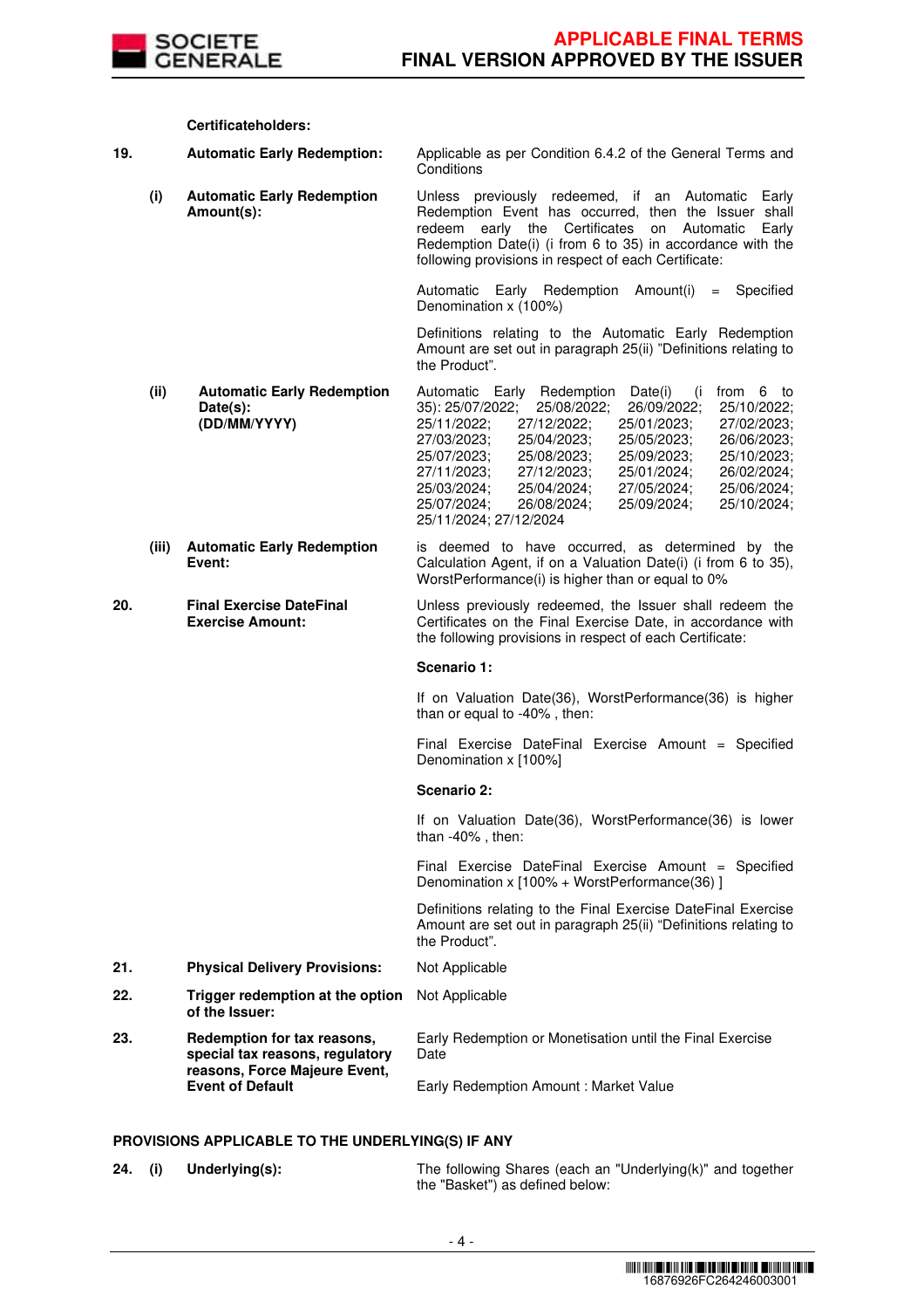| | | | |
|---|---|---|---|
| | | **Certificateholders:** | |
| **19.** | | **Automatic Early Redemption:** | Applicable as per Condition 6.4.2 of the General Terms and Conditions |
| | **(i)** | **Automatic Early Redemption Amount(s):** | Unless previously redeemed, if an Automatic Early Redemption Event has occurred, then the Issuer shall redeem early the Certificates on Automatic Early Redemption Date(i) (i from 6 to 35) in accordance with the following provisions in respect of each Certificate:<br><br>Automatic Early Redemption Amount(i) = Specified Denomination x (100%)<br><br>Definitions relating to the Automatic Early Redemption Amount are set out in paragraph 25(ii) "Definitions relating to the Product". |
| | **(ii)** | **Automatic Early Redemption Date(s): (DD/MM/YYYY)** | Automatic Early Redemption Date(i) (i from 6 to 35): 25/07/2022; 25/08/2022; 26/09/2022; 25/10/2022; 25/11/2022; 27/12/2022; 25/01/2023; 27/02/2023; 27/03/2023; 25/04/2023; 25/05/2023; 26/06/2023; 25/07/2023; 25/08/2023; 25/09/2023; 25/10/2023; 27/11/2023; 27/12/2023; 25/01/2024; 26/02/2024; 25/03/2024; 25/04/2024; 27/05/2024; 25/06/2024; 25/07/2024; 26/08/2024; 25/09/2024; 25/10/2024; 25/11/2024; 27/12/2024 |
| | **(iii)** | **Automatic Early Redemption Event:** | is deemed to have occurred, as determined by the Calculation Agent, if on a Valuation Date(i) (i from 6 to 35), WorstPerformance(i) is higher than or equal to 0% |
| **20.** | | **Final Exercise DateFinal Exercise Amount:** | Unless previously redeemed, the Issuer shall redeem the Certificates on the Final Exercise Date, in accordance with the following provisions in respect of each Certificate:<br><br>**Scenario 1:**<br><br>If on Valuation Date(36), WorstPerformance(36) is higher than or equal to -40% , then:<br><br>Final Exercise DateFinal Exercise Amount = Specified Denomination x [100%]<br><br>**Scenario 2:**<br><br>If on Valuation Date(36), WorstPerformance(36) is lower than -40% , then:<br><br>Final Exercise DateFinal Exercise Amount = Specified Denomination x [100% + WorstPerformance(36) ]<br><br>Definitions relating to the Final Exercise DateFinal Exercise Amount are set out in paragraph 25(ii) "Definitions relating to the Product". |
| **21.** | | **Physical Delivery Provisions:** | Not Applicable |
| **22.** | | **Trigger redemption at the option of the Issuer:** | Not Applicable |
| **23.** | | **Redemption for tax reasons, special tax reasons, regulatory reasons, Force Majeure Event, Event of Default** | Early Redemption or Monetisation until the Final Exercise Date<br><br>Early Redemption Amount : Market Value |

**PROVISIONS APPLICABLE TO THE UNDERLYING(S) IF ANY**

| | | | |
|---|---|---|---|
| **24.** | **(i)** | **Underlying(s):** | The following Shares (each an "Underlying(k)" and together the "Basket") as defined below: |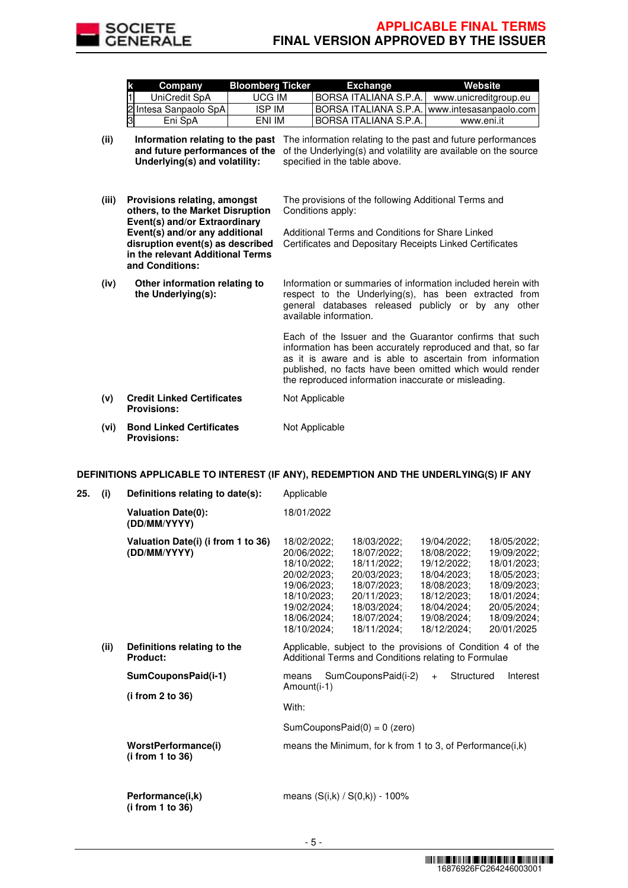| k | Company | Bloomberg Ticker | Exchange | Website |
|---|---|---|---|---|
| 1 | UniCredit SpA | UCG IM | BORSA ITALIANA S.P.A. | www.unicreditgroup.eu |
| 2 | Intesa Sanpaolo SpA | ISP IM | BORSA ITALIANA S.P.A. | www.intesasanpaolo.com |
| 3 | Eni SpA | ENI IM | BORSA ITALIANA S.P.A. | www.eni.it |

**(ii) Information relating to the past and future performances of the Underlying(s) and volatility:** The information relating to the past and future performances of the Underlying(s) and volatility are available on the source specified in the table above.

**(iii) Provisions relating, amongst others, to the Market Disruption Event(s) and/or Extraordinary Event(s) and/or any additional disruption event(s) as described in the relevant Additional Terms and Conditions:** The provisions of the following Additional Terms and Conditions apply:

Additional Terms and Conditions for Share Linked Certificates and Depositary Receipts Linked Certificates

**(iv) Other information relating to the Underlying(s):** Information or summaries of information included herein with respect to the Underlying(s), has been extracted from general databases released publicly or by any other available information.

Each of the Issuer and the Guarantor confirms that such information has been accurately reproduced and that, so far as it is aware and is able to ascertain from information published, no facts have been omitted which would render the reproduced information inaccurate or misleading.

**(v) Credit Linked Certificates Provisions:** Not Applicable

**(vi) Bond Linked Certificates Provisions:** Not Applicable

**DEFINITIONS APPLICABLE TO INTEREST (IF ANY), REDEMPTION AND THE UNDERLYING(S) IF ANY**

**25. (i) Definitions relating to date(s):** Applicable

**Valuation Date(0): (DD/MM/YYYY)** 18/01/2022

**Valuation Date(i) (i from 1 to 36) (DD/MM/YYYY)** 18/02/2022; 18/03/2022; 19/04/2022; 18/05/2022; 20/06/2022; 18/07/2022; 18/08/2022; 19/09/2022; 18/10/2022; 18/11/2022; 19/12/2022; 18/01/2023; 20/02/2023; 20/03/2023; 18/04/2023; 18/05/2023; 19/06/2023; 18/07/2023; 18/08/2023; 18/09/2023; 18/10/2023; 20/11/2023; 18/12/2023; 18/01/2024; 19/02/2024; 18/03/2024; 18/04/2024; 20/05/2024; 18/06/2024; 18/07/2024; 19/08/2024; 18/09/2024; 18/10/2024; 18/11/2024; 18/12/2024; 20/01/2025

**(ii) Definitions relating to the Product:** Applicable, subject to the provisions of Condition 4 of the Additional Terms and Conditions relating to Formulae

**SumCouponsPaid(i-1)**

**(i from 2 to 36)**

means SumCouponsPaid(i-2) + Structured Interest Amount(i-1)

With:

SumCouponsPaid(0) = 0 (zero)

**WorstPerformance(i) (i from 1 to 36)** means the Minimum, for k from 1 to 3, of Performance(i,k)

**Performance(i,k) (i from 1 to 36)** means (S(i,k) / S(0,k)) - 100%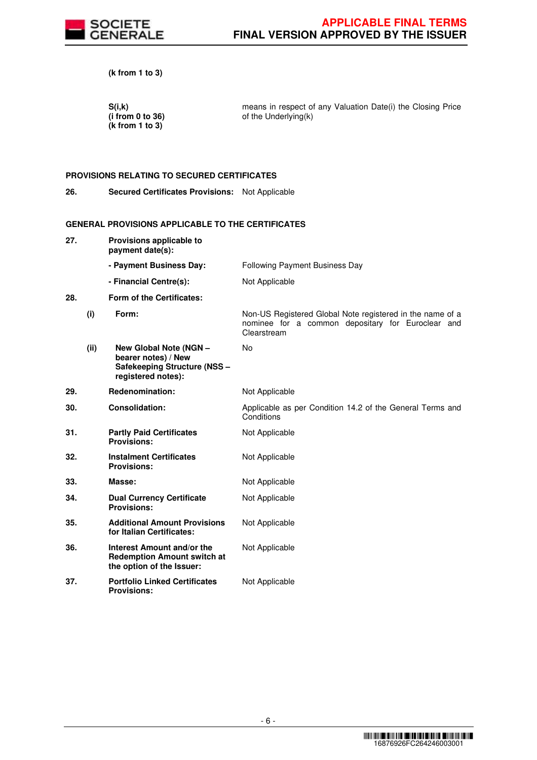**(k from 1 to 3)**

| | | |
|---|---|---|
| | **S(i,k)** **(i from 0 to 36)** **(k from 1 to 3)** | means in respect of any Valuation Date(i) the Closing Price of the Underlying(k) |

**PROVISIONS RELATING TO SECURED CERTIFICATES**

| | | |
|---|---|---|
| **26.** | **Secured Certificates Provisions:** | Not Applicable |

**GENERAL PROVISIONS APPLICABLE TO THE CERTIFICATES**

| | | | |
|---|---|---|---|
| **27.** | | **Provisions applicable to payment date(s):** | |
| | | **- Payment Business Day:** | Following Payment Business Day |
| | | **- Financial Centre(s):** | Not Applicable |
| **28.** | | **Form of the Certificates:** | |
| | **(i)** | **Form:** | Non-US Registered Global Note registered in the name of a nominee for a common depositary for Euroclear and Clearstream |
| | **(ii)** | **New Global Note (NGN – bearer notes) / New Safekeeping Structure (NSS – registered notes):** | No |
| **29.** | | **Redenomination:** | Not Applicable |
| **30.** | | **Consolidation:** | Applicable as per Condition 14.2 of the General Terms and Conditions |
| **31.** | | **Partly Paid Certificates Provisions:** | Not Applicable |
| **32.** | | **Instalment Certificates Provisions:** | Not Applicable |
| **33.** | | **Masse:** | Not Applicable |
| **34.** | | **Dual Currency Certificate Provisions:** | Not Applicable |
| **35.** | | **Additional Amount Provisions for Italian Certificates:** | Not Applicable |
| **36.** | | **Interest Amount and/or the Redemption Amount switch at the option of the Issuer:** | Not Applicable |
| **37.** | | **Portfolio Linked Certificates Provisions:** | Not Applicable |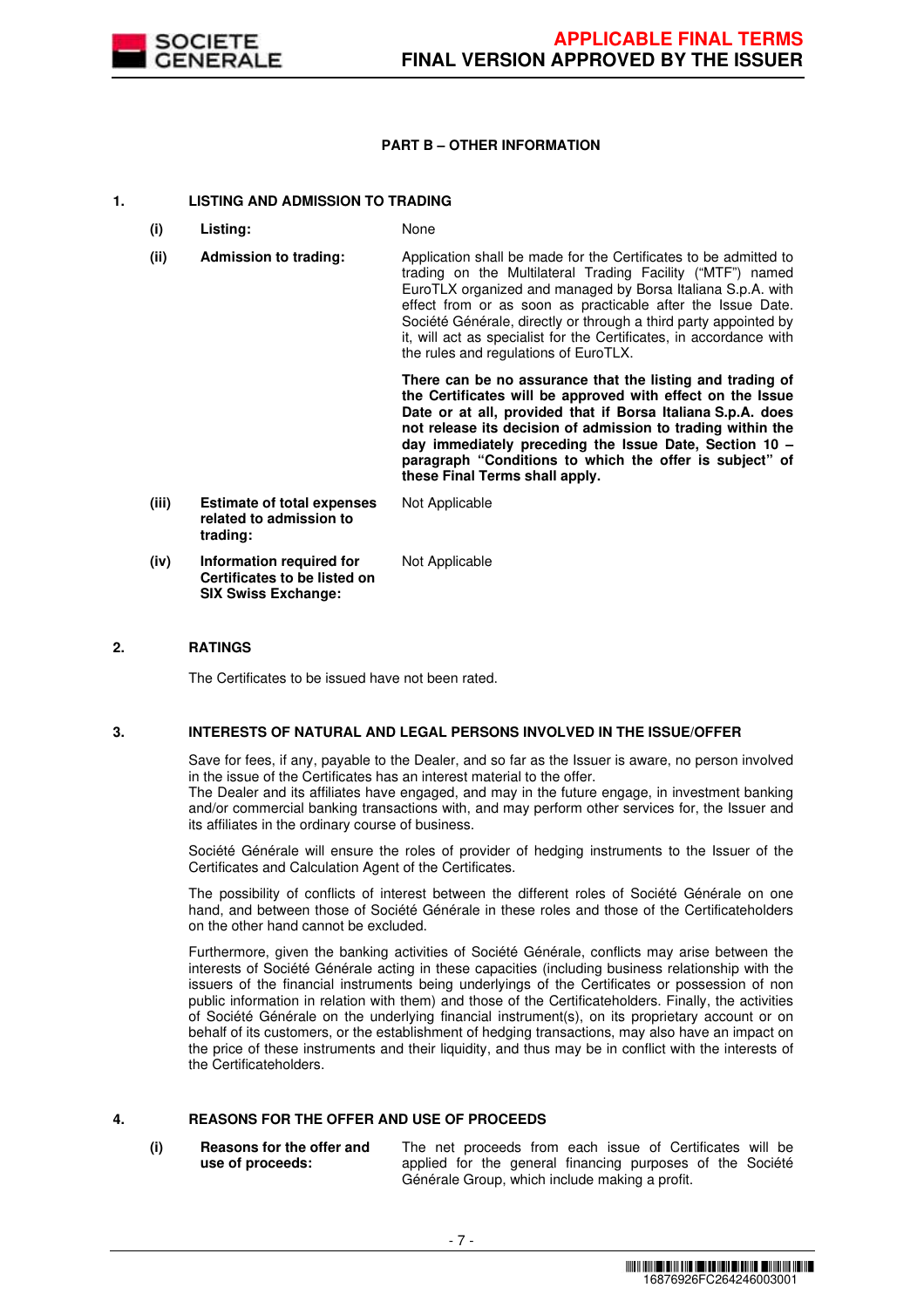**PART B – OTHER INFORMATION**

## 1. LISTING AND ADMISSION TO TRADING

| | | |
|---|---|---|
| (i) | **Listing:** | None |
| (ii) | **Admission to trading:** | Application shall be made for the Certificates to be admitted to trading on the Multilateral Trading Facility ("MTF") named EuroTLX organized and managed by Borsa Italiana S.p.A. with effect from or as soon as practicable after the Issue Date. Société Générale, directly or through a third party appointed by it, will act as specialist for the Certificates, in accordance with the rules and regulations of EuroTLX.<br><br>**There can be no assurance that the listing and trading of the Certificates will be approved with effect on the Issue Date or at all, provided that if Borsa Italiana S.p.A. does not release its decision of admission to trading within the day immediately preceding the Issue Date, Section 10 – paragraph "Conditions to which the offer is subject" of these Final Terms shall apply.** |
| (iii) | **Estimate of total expenses related to admission to trading:** | Not Applicable |
| (iv) | **Information required for Certificates to be listed on SIX Swiss Exchange:** | Not Applicable |

## 2. RATINGS

The Certificates to be issued have not been rated.

## 3. INTERESTS OF NATURAL AND LEGAL PERSONS INVOLVED IN THE ISSUE/OFFER

Save for fees, if any, payable to the Dealer, and so far as the Issuer is aware, no person involved in the issue of the Certificates has an interest material to the offer.
The Dealer and its affiliates have engaged, and may in the future engage, in investment banking and/or commercial banking transactions with, and may perform other services for, the Issuer and its affiliates in the ordinary course of business.

Société Générale will ensure the roles of provider of hedging instruments to the Issuer of the Certificates and Calculation Agent of the Certificates.

The possibility of conflicts of interest between the different roles of Société Générale on one hand, and between those of Société Générale in these roles and those of the Certificateholders on the other hand cannot be excluded.

Furthermore, given the banking activities of Société Générale, conflicts may arise between the interests of Société Générale acting in these capacities (including business relationship with the issuers of the financial instruments being underlyings of the Certificates or possession of non public information in relation with them) and those of the Certificateholders. Finally, the activities of Société Générale on the underlying financial instrument(s), on its proprietary account or on behalf of its customers, or the establishment of hedging transactions, may also have an impact on the price of these instruments and their liquidity, and thus may be in conflict with the interests of the Certificateholders.

## 4. REASONS FOR THE OFFER AND USE OF PROCEEDS

| | | |
|---|---|---|
| (i) | **Reasons for the offer and use of proceeds:** | The net proceeds from each issue of Certificates will be applied for the general financing purposes of the Société Générale Group, which include making a profit. |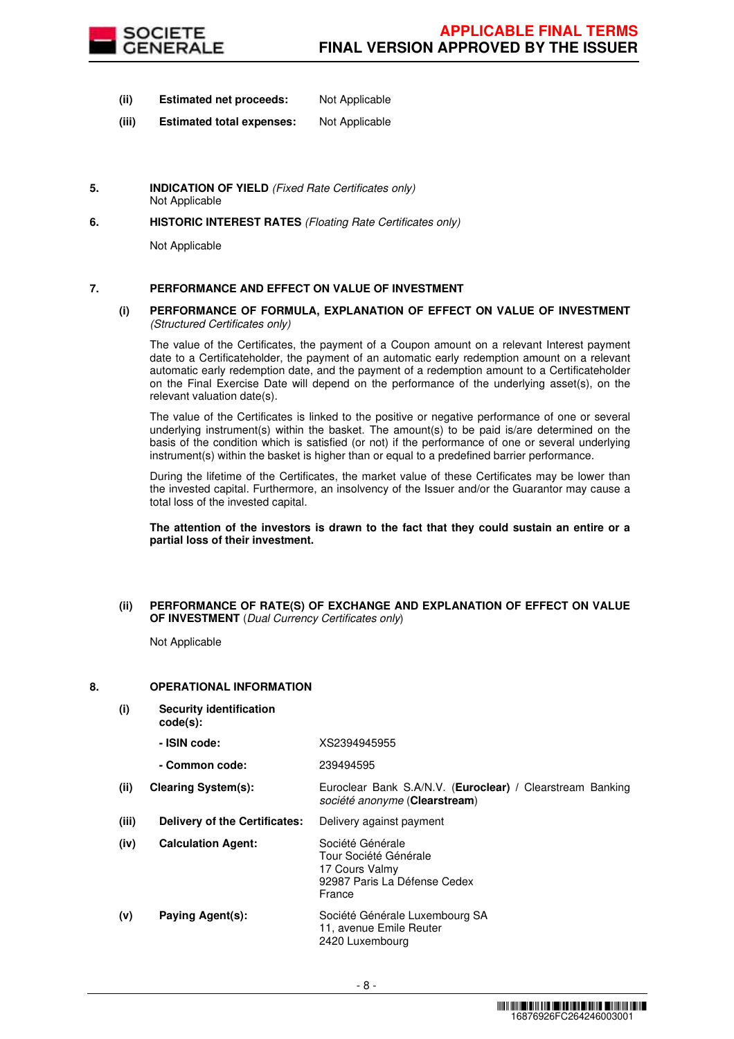| | | |
|---|---|---|
| **(ii)** | **Estimated net proceeds:** | Not Applicable |
| **(iii)** | **Estimated total expenses:** | Not Applicable |

**5. INDICATION OF YIELD** *(Fixed Rate Certificates only)*

Not Applicable

**6. HISTORIC INTEREST RATES** *(Floating Rate Certificates only)*

Not Applicable

**7. PERFORMANCE AND EFFECT ON VALUE OF INVESTMENT**

**(i) PERFORMANCE OF FORMULA, EXPLANATION OF EFFECT ON VALUE OF INVESTMENT** *(Structured Certificates only)*

The value of the Certificates, the payment of a Coupon amount on a relevant Interest payment date to a Certificateholder, the payment of an automatic early redemption amount on a relevant automatic early redemption date, and the payment of a redemption amount to a Certificateholder on the Final Exercise Date will depend on the performance of the underlying asset(s), on the relevant valuation date(s).

The value of the Certificates is linked to the positive or negative performance of one or several underlying instrument(s) within the basket. The amount(s) to be paid is/are determined on the basis of the condition which is satisfied (or not) if the performance of one or several underlying instrument(s) within the basket is higher than or equal to a predefined barrier performance.

During the lifetime of the Certificates, the market value of these Certificates may be lower than the invested capital. Furthermore, an insolvency of the Issuer and/or the Guarantor may cause a total loss of the invested capital.

**The attention of the investors is drawn to the fact that they could sustain an entire or a partial loss of their investment.**

**(ii) PERFORMANCE OF RATE(S) OF EXCHANGE AND EXPLANATION OF EFFECT ON VALUE OF INVESTMENT** (*Dual Currency Certificates only*)

Not Applicable

**8. OPERATIONAL INFORMATION**

| | | |
|---|---|---|
| **(i)** | **Security identification code(s):** | |
| | **- ISIN code:** | XS2394945955 |
| | **- Common code:** | 239494595 |
| **(ii)** | **Clearing System(s):** | Euroclear Bank S.A/N.V. (**Euroclear)** / Clearstream Banking *société anonyme* (**Clearstream**) |
| **(iii)** | **Delivery of the Certificates:** | Delivery against payment |
| **(iv)** | **Calculation Agent:** | Société Générale<br>Tour Société Générale<br>17 Cours Valmy<br>92987 Paris La Défense Cedex<br>France |
| **(v)** | **Paying Agent(s):** | Société Générale Luxembourg SA<br>11, avenue Emile Reuter<br>2420 Luxembourg |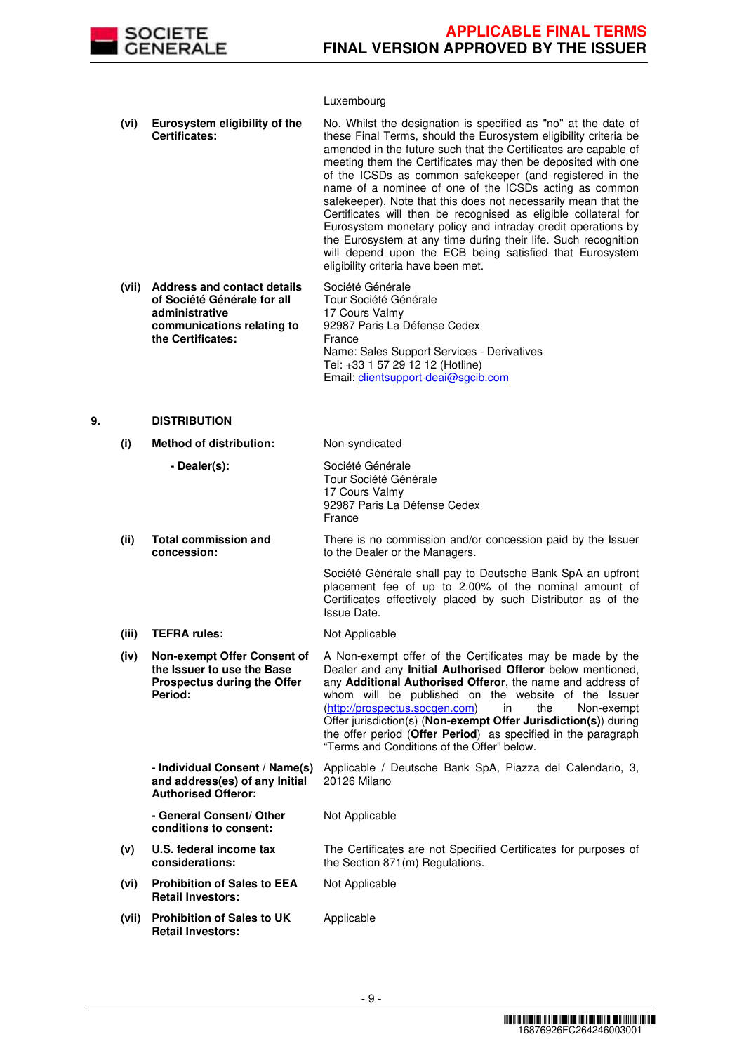| | | |
|---|---|---|
| | | Luxembourg |
| (vi) | **Eurosystem eligibility of the Certificates:** | No. Whilst the designation is specified as "no" at the date of these Final Terms, should the Eurosystem eligibility criteria be amended in the future such that the Certificates are capable of meeting them the Certificates may then be deposited with one of the ICSDs as common safekeeper (and registered in the name of a nominee of one of the ICSDs acting as common safekeeper). Note that this does not necessarily mean that the Certificates will then be recognised as eligible collateral for Eurosystem monetary policy and intraday credit operations by the Eurosystem at any time during their life. Such recognition will depend upon the ECB being satisfied that Eurosystem eligibility criteria have been met. |
| (vii) | **Address and contact details of Société Générale for all administrative communications relating to the Certificates:** | Société Générale<br>Tour Société Générale<br>17 Cours Valmy<br>92987 Paris La Défense Cedex<br>France<br>Name: Sales Support Services - Derivatives<br>Tel: +33 1 57 29 12 12 (Hotline)<br>Email: clientsupport-deai@sgcib.com |

## 9. DISTRIBUTION

| | | |
|---|---|---|
| (i) | **Method of distribution:** | Non-syndicated |
| | **- Dealer(s):** | Société Générale<br>Tour Société Générale<br>17 Cours Valmy<br>92987 Paris La Défense Cedex<br>France |
| (ii) | **Total commission and concession:** | There is no commission and/or concession paid by the Issuer to the Dealer or the Managers.<br><br>Société Générale shall pay to Deutsche Bank SpA an upfront placement fee of up to 2.00% of the nominal amount of Certificates effectively placed by such Distributor as of the Issue Date. |
| (iii) | **TEFRA rules:** | Not Applicable |
| (iv) | **Non-exempt Offer Consent of the Issuer to use the Base Prospectus during the Offer Period:** | A Non-exempt offer of the Certificates may be made by the Dealer and any **Initial Authorised Offeror** below mentioned, any **Additional Authorised Offeror**, the name and address of whom will be published on the website of the Issuer (http://prospectus.socgen.com) in the Non-exempt Offer jurisdiction(s) (**Non-exempt Offer Jurisdiction(s)**) during the offer period (**Offer Period**) as specified in the paragraph "Terms and Conditions of the Offer" below. |
| | **- Individual Consent / Name(s) and address(es) of any Initial Authorised Offeror:** | Applicable / Deutsche Bank SpA, Piazza del Calendario, 3, 20126 Milano |
| | **- General Consent/ Other conditions to consent:** | Not Applicable |
| (v) | **U.S. federal income tax considerations:** | The Certificates are not Specified Certificates for purposes of the Section 871(m) Regulations. |
| (vi) | **Prohibition of Sales to EEA Retail Investors:** | Not Applicable |
| (vii) | **Prohibition of Sales to UK Retail Investors:** | Applicable |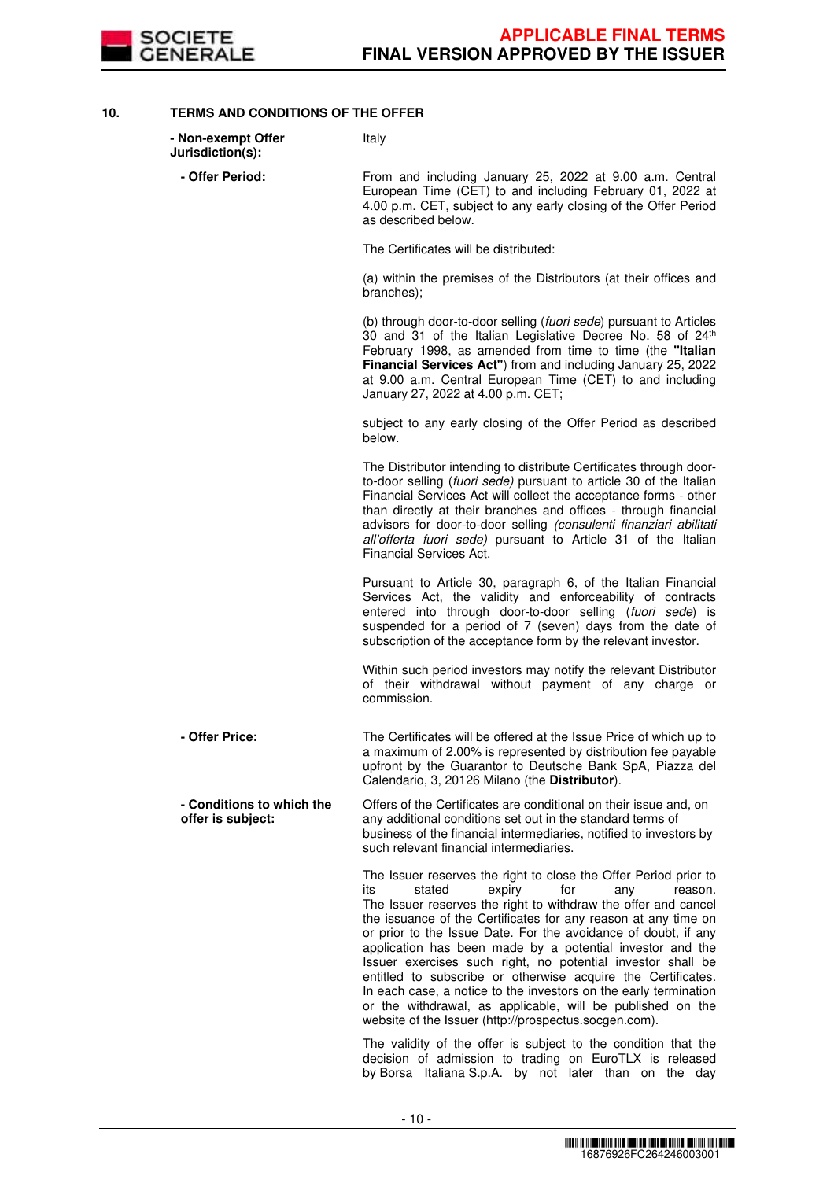## 10. TERMS AND CONDITIONS OF THE OFFER

| | |
|---|---|
| **- Non-exempt Offer Jurisdiction(s):** | Italy |
| **- Offer Period:** | From and including January 25, 2022 at 9.00 a.m. Central European Time (CET) to and including February 01, 2022 at 4.00 p.m. CET, subject to any early closing of the Offer Period as described below. |
| | The Certificates will be distributed: |
| | (a) within the premises of the Distributors (at their offices and branches); |
| | (b) through door-to-door selling (*fuori sede*) pursuant to Articles 30 and 31 of the Italian Legislative Decree No. 58 of 24th February 1998, as amended from time to time (the **"Italian Financial Services Act"**) from and including January 25, 2022 at 9.00 a.m. Central European Time (CET) to and including January 27, 2022 at 4.00 p.m. CET; |
| | subject to any early closing of the Offer Period as described below. |
| | The Distributor intending to distribute Certificates through door-to-door selling (*fuori sede)* pursuant to article 30 of the Italian Financial Services Act will collect the acceptance forms - other than directly at their branches and offices - through financial advisors for door-to-door selling *(consulenti finanziari abilitati all'offerta fuori sede)* pursuant to Article 31 of the Italian Financial Services Act. |
| | Pursuant to Article 30, paragraph 6, of the Italian Financial Services Act, the validity and enforceability of contracts entered into through door-to-door selling (*fuori sede*) is suspended for a period of 7 (seven) days from the date of subscription of the acceptance form by the relevant investor. |
| | Within such period investors may notify the relevant Distributor of their withdrawal without payment of any charge or commission. |
| **- Offer Price:** | The Certificates will be offered at the Issue Price of which up to a maximum of 2.00% is represented by distribution fee payable upfront by the Guarantor to Deutsche Bank SpA, Piazza del Calendario, 3, 20126 Milano (the **Distributor**). |
| **- Conditions to which the offer is subject:** | Offers of the Certificates are conditional on their issue and, on any additional conditions set out in the standard terms of business of the financial intermediaries, notified to investors by such relevant financial intermediaries. |
| | The Issuer reserves the right to close the Offer Period prior to its stated expiry for any reason. The Issuer reserves the right to withdraw the offer and cancel the issuance of the Certificates for any reason at any time on or prior to the Issue Date. For the avoidance of doubt, if any application has been made by a potential investor and the Issuer exercises such right, no potential investor shall be entitled to subscribe or otherwise acquire the Certificates. In each case, a notice to the investors on the early termination or the withdrawal, as applicable, will be published on the website of the Issuer (http://prospectus.socgen.com). |
| | The validity of the offer is subject to the condition that the decision of admission to trading on EuroTLX is released by Borsa Italiana S.p.A. by not later than on the day |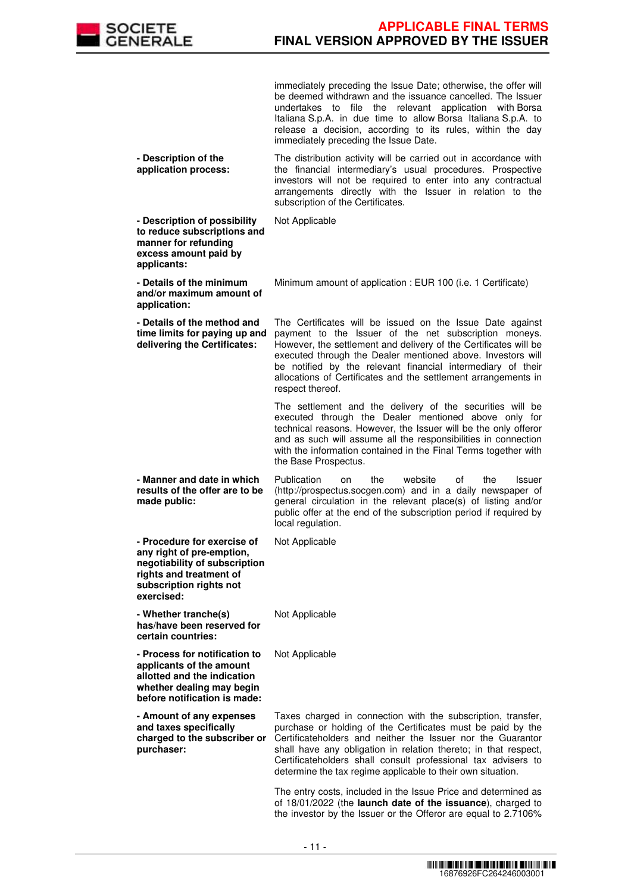| | |
|---|---|
| | immediately preceding the Issue Date; otherwise, the offer will be deemed withdrawn and the issuance cancelled. The Issuer undertakes to file the relevant application with Borsa Italiana S.p.A. in due time to allow Borsa Italiana S.p.A. to release a decision, according to its rules, within the day immediately preceding the Issue Date. |
| **- Description of the application process:** | The distribution activity will be carried out in accordance with the financial intermediary's usual procedures. Prospective investors will not be required to enter into any contractual arrangements directly with the Issuer in relation to the subscription of the Certificates. |
| **- Description of possibility to reduce subscriptions and manner for refunding excess amount paid by applicants:** | Not Applicable |
| **- Details of the minimum and/or maximum amount of application:** | Minimum amount of application : EUR 100 (i.e. 1 Certificate) |
| **- Details of the method and time limits for paying up and delivering the Certificates:** | The Certificates will be issued on the Issue Date against payment to the Issuer of the net subscription moneys. However, the settlement and delivery of the Certificates will be executed through the Dealer mentioned above. Investors will be notified by the relevant financial intermediary of their allocations of Certificates and the settlement arrangements in respect thereof.<br><br>The settlement and the delivery of the securities will be executed through the Dealer mentioned above only for technical reasons. However, the Issuer will be the only offeror and as such will assume all the responsibilities in connection with the information contained in the Final Terms together with the Base Prospectus. |
| **- Manner and date in which results of the offer are to be made public:** | Publication on the website of the Issuer (http://prospectus.socgen.com) and in a daily newspaper of general circulation in the relevant place(s) of listing and/or public offer at the end of the subscription period if required by local regulation. |
| **- Procedure for exercise of any right of pre-emption, negotiability of subscription rights and treatment of subscription rights not exercised:** | Not Applicable |
| **- Whether tranche(s) has/have been reserved for certain countries:** | Not Applicable |
| **- Process for notification to applicants of the amount allotted and the indication whether dealing may begin before notification is made:** | Not Applicable |
| **- Amount of any expenses and taxes specifically charged to the subscriber or purchaser:** | Taxes charged in connection with the subscription, transfer, purchase or holding of the Certificates must be paid by the Certificateholders and neither the Issuer nor the Guarantor shall have any obligation in relation thereto; in that respect, Certificateholders shall consult professional tax advisers to determine the tax regime applicable to their own situation.<br><br>The entry costs, included in the Issue Price and determined as of 18/01/2022 (the **launch date of the issuance**), charged to the investor by the Issuer or the Offeror are equal to 2.7106% |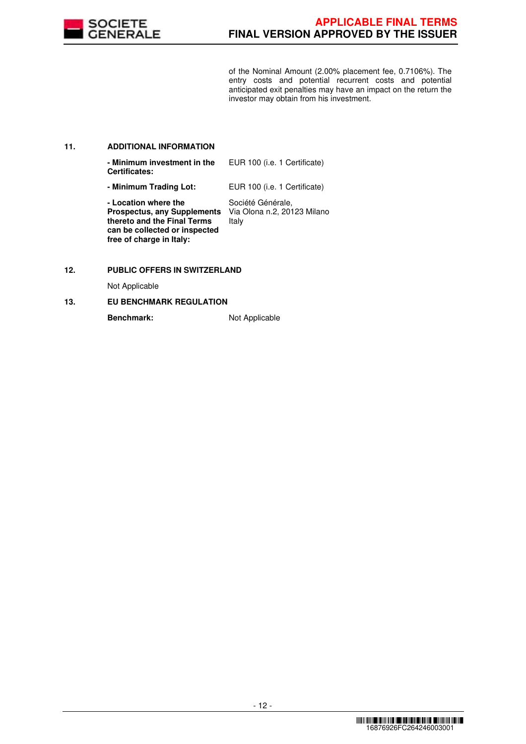of the Nominal Amount (2.00% placement fee, 0.7106%). The entry costs and potential recurrent costs and potential anticipated exit penalties may have an impact on the return the investor may obtain from his investment.

## 11. ADDITIONAL INFORMATION

| | |
|---|---|
| **- Minimum investment in the Certificates:** | EUR 100 (i.e. 1 Certificate) |
| **- Minimum Trading Lot:** | EUR 100 (i.e. 1 Certificate) |
| **- Location where the Prospectus, any Supplements thereto and the Final Terms can be collected or inspected free of charge in Italy:** | Société Générale, Via Olona n.2, 20123 Milano Italy |

## 12. PUBLIC OFFERS IN SWITZERLAND

Not Applicable

## 13. EU BENCHMARK REGULATION

**Benchmark:** Not Applicable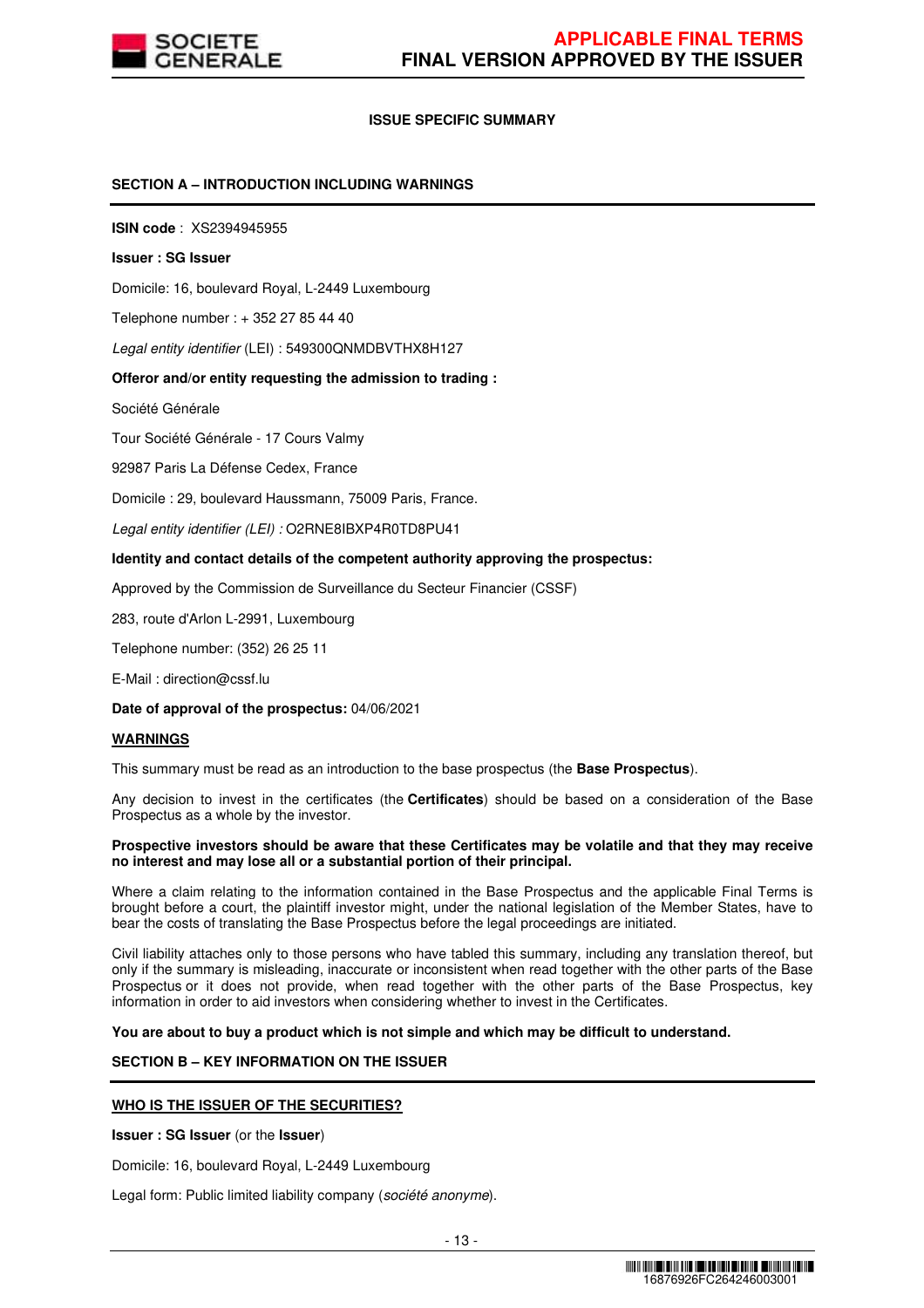## ISSUE SPECIFIC SUMMARY

### SECTION A – INTRODUCTION INCLUDING WARNINGS

**ISIN code** : XS2394945955

**Issuer : SG Issuer**

Domicile: 16, boulevard Royal, L-2449 Luxembourg

Telephone number : + 352 27 85 44 40

*Legal entity identifier* (LEI) : 549300QNMDBVTHX8H127

**Offeror and/or entity requesting the admission to trading :**

Société Générale

Tour Société Générale - 17 Cours Valmy

92987 Paris La Défense Cedex, France

Domicile : 29, boulevard Haussmann, 75009 Paris, France.

*Legal entity identifier (LEI) :* O2RNE8IBXP4R0TD8PU41

**Identity and contact details of the competent authority approving the prospectus:**

Approved by the Commission de Surveillance du Secteur Financier (CSSF)

283, route d'Arlon L-2991, Luxembourg

Telephone number: (352) 26 25 11

E-Mail : direction@cssf.lu

**Date of approval of the prospectus:** 04/06/2021

**WARNINGS**

This summary must be read as an introduction to the base prospectus (the **Base Prospectus**).

Any decision to invest in the certificates (the **Certificates**) should be based on a consideration of the Base Prospectus as a whole by the investor.

**Prospective investors should be aware that these Certificates may be volatile and that they may receive no interest and may lose all or a substantial portion of their principal.**

Where a claim relating to the information contained in the Base Prospectus and the applicable Final Terms is brought before a court, the plaintiff investor might, under the national legislation of the Member States, have to bear the costs of translating the Base Prospectus before the legal proceedings are initiated.

Civil liability attaches only to those persons who have tabled this summary, including any translation thereof, but only if the summary is misleading, inaccurate or inconsistent when read together with the other parts of the Base Prospectus or it does not provide, when read together with the other parts of the Base Prospectus, key information in order to aid investors when considering whether to invest in the Certificates.

**You are about to buy a product which is not simple and which may be difficult to understand.**

### SECTION B – KEY INFORMATION ON THE ISSUER

**WHO IS THE ISSUER OF THE SECURITIES?**

**Issuer : SG Issuer** (or the **Issuer**)

Domicile: 16, boulevard Royal, L-2449 Luxembourg

Legal form: Public limited liability company (*société anonyme*).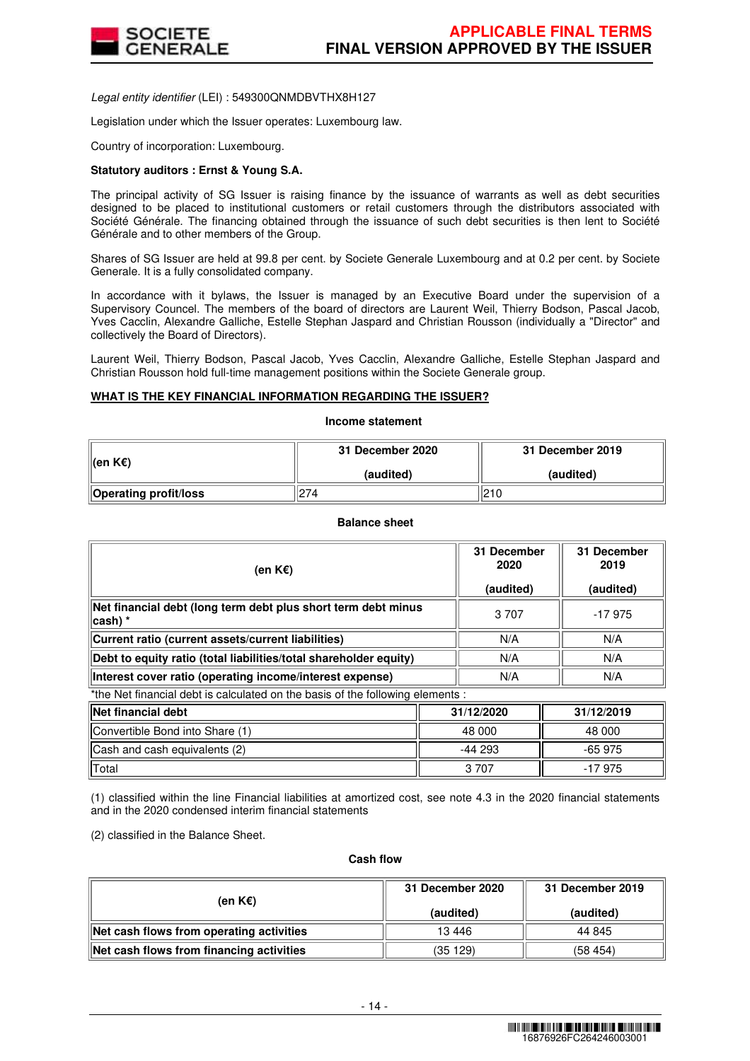*Legal entity identifier* (LEI) : 549300QNMDBVTHX8H127

Legislation under which the Issuer operates: Luxembourg law.

Country of incorporation: Luxembourg.

**Statutory auditors : Ernst & Young S.A.**

The principal activity of SG Issuer is raising finance by the issuance of warrants as well as debt securities designed to be placed to institutional customers or retail customers through the distributors associated with Société Générale. The financing obtained through the issuance of such debt securities is then lent to Société Générale and to other members of the Group.

Shares of SG Issuer are held at 99.8 per cent. by Societe Generale Luxembourg and at 0.2 per cent. by Societe Generale. It is a fully consolidated company.

In accordance with it bylaws, the Issuer is managed by an Executive Board under the supervision of a Supervisory Council. The members of the board of directors are Laurent Weil, Thierry Bodson, Pascal Jacob, Yves Cacclin, Alexandre Galliche, Estelle Stephan Jaspard and Christian Rousson (individually a "Director" and collectively the Board of Directors).

Laurent Weil, Thierry Bodson, Pascal Jacob, Yves Cacclin, Alexandre Galliche, Estelle Stephan Jaspard and Christian Rousson hold full-time management positions within the Societe Generale group.

**WHAT IS THE KEY FINANCIAL INFORMATION REGARDING THE ISSUER?**

**Income statement**

| (en K€) | 31 December 2020 (audited) | 31 December 2019 (audited) |
|---|---|---|
| **Operating profit/loss** | 274 | 210 |

**Balance sheet**

| (en K€) | 31 December 2020 (audited) | 31 December 2019 (audited) |
|---|---|---|
| **Net financial debt (long term debt plus short term debt minus cash) \*** | 3 707 | -17 975 |
| **Current ratio (current assets/current liabilities)** | N/A | N/A |
| **Debt to equity ratio (total liabilities/total shareholder equity)** | N/A | N/A |
| **Interest cover ratio (operating income/interest expense)** | N/A | N/A |

*the Net financial debt is calculated on the basis of the following elements :

| Net financial debt | 31/12/2020 | 31/12/2019 |
|---|---|---|
| Convertible Bond into Share (1) | 48 000 | 48 000 |
| Cash and cash equivalents (2) | -44 293 | -65 975 |
| Total | 3 707 | -17 975 |

(1) classified within the line Financial liabilities at amortized cost, see note 4.3 in the 2020 financial statements and in the 2020 condensed interim financial statements

(2) classified in the Balance Sheet.

**Cash flow**

| (en K€) | 31 December 2020 (audited) | 31 December 2019 (audited) |
|---|---|---|
| **Net cash flows from operating activities** | 13 446 | 44 845 |
| **Net cash flows from financing activities** | (35 129) | (58 454) |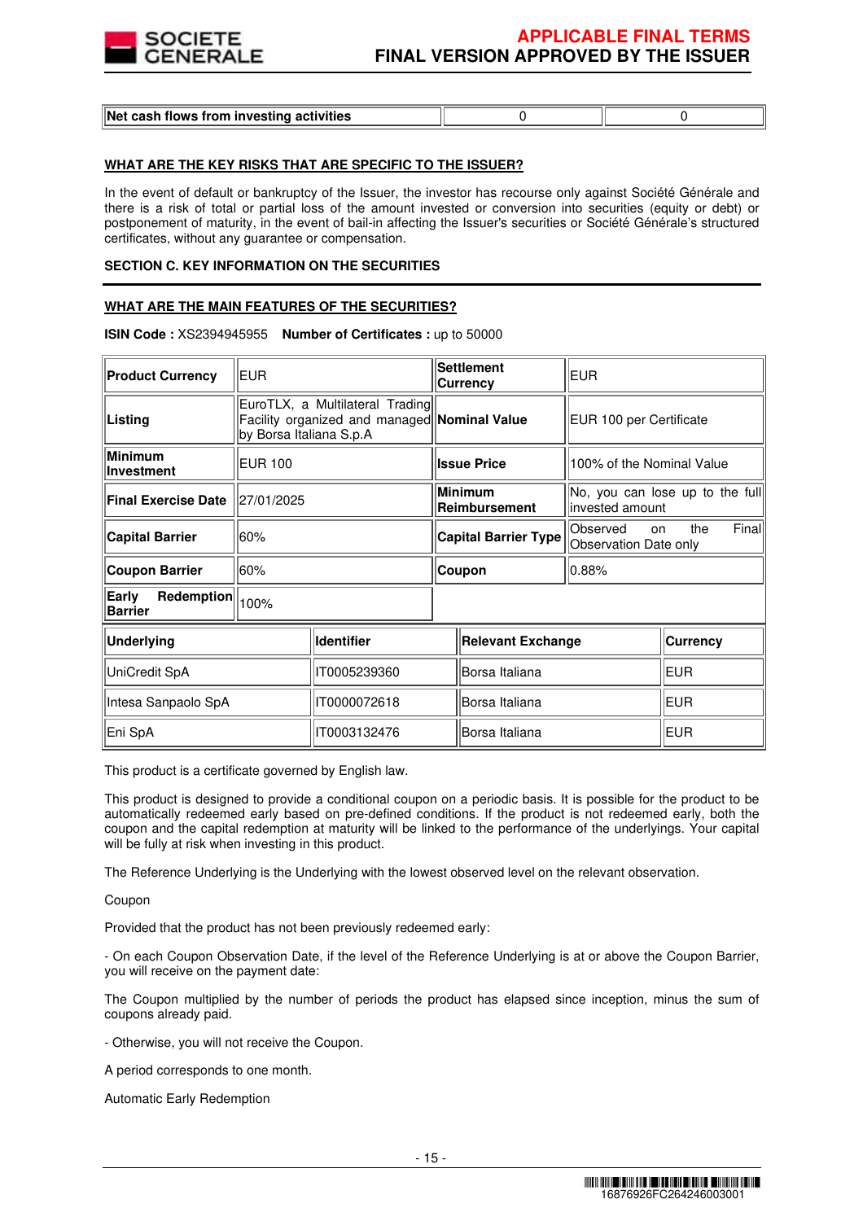| Net cash flows from investing activities | 0 | 0 |
|---|---|---|

**WHAT ARE THE KEY RISKS THAT ARE SPECIFIC TO THE ISSUER?**

In the event of default or bankruptcy of the Issuer, the investor has recourse only against Société Générale and there is a risk of total or partial loss of the amount invested or conversion into securities (equity or debt) or postponement of maturity, in the event of bail-in affecting the Issuer's securities or Société Générale's structured certificates, without any guarantee or compensation.

**SECTION C. KEY INFORMATION ON THE SECURITIES**

**WHAT ARE THE MAIN FEATURES OF THE SECURITIES?**

**ISIN Code :** XS2394945955 **Number of Certificates :** up to 50000

| | | | |
|---|---|---|---|
| **Product Currency** | EUR | **Settlement Currency** | EUR |
| **Listing** | EuroTLX, a Multilateral Trading Facility organized and managed by Borsa Italiana S.p.A | **Nominal Value** | EUR 100 per Certificate |
| **Minimum Investment** | EUR 100 | **Issue Price** | 100% of the Nominal Value |
| **Final Exercise Date** | 27/01/2025 | **Minimum Reimbursement** | No, you can lose up to the full invested amount |
| **Capital Barrier** | 60% | **Capital Barrier Type** | Observed on the Final Observation Date only |
| **Coupon Barrier** | 60% | **Coupon** | 0.88% |
| **Early Redemption Barrier** | 100% | | |

| Underlying | Identifier | Relevant Exchange | Currency |
|---|---|---|---|
| UniCredit SpA | IT0005239360 | Borsa Italiana | EUR |
| Intesa Sanpaolo SpA | IT0000072618 | Borsa Italiana | EUR |
| Eni SpA | IT0003132476 | Borsa Italiana | EUR |

This product is a certificate governed by English law.

This product is designed to provide a conditional coupon on a periodic basis. It is possible for the product to be automatically redeemed early based on pre-defined conditions. If the product is not redeemed early, both the coupon and the capital redemption at maturity will be linked to the performance of the underlyings. Your capital will be fully at risk when investing in this product.

The Reference Underlying is the Underlying with the lowest observed level on the relevant observation.

Coupon

Provided that the product has not been previously redeemed early:

- On each Coupon Observation Date, if the level of the Reference Underlying is at or above the Coupon Barrier, you will receive on the payment date:

The Coupon multiplied by the number of periods the product has elapsed since inception, minus the sum of coupons already paid.

- Otherwise, you will not receive the Coupon.

A period corresponds to one month.

Automatic Early Redemption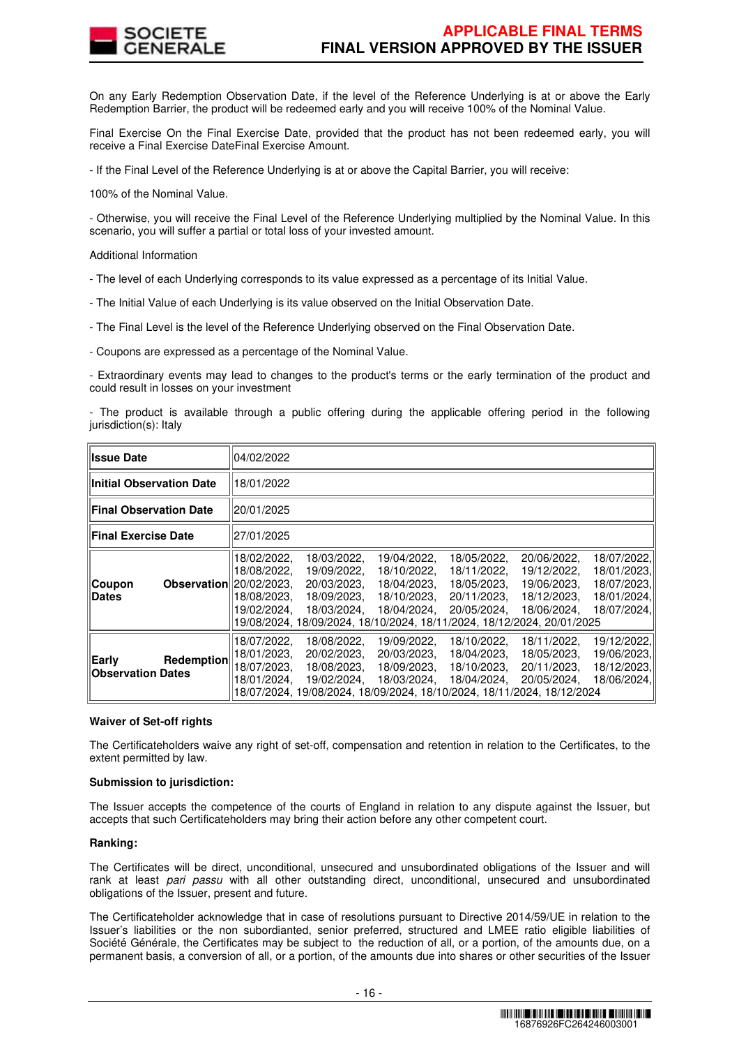On any Early Redemption Observation Date, if the level of the Reference Underlying is at or above the Early Redemption Barrier, the product will be redeemed early and you will receive 100% of the Nominal Value.

Final Exercise On the Final Exercise Date, provided that the product has not been redeemed early, you will receive a Final Exercise DateFinal Exercise Amount.

- If the Final Level of the Reference Underlying is at or above the Capital Barrier, you will receive:

100% of the Nominal Value.

- Otherwise, you will receive the Final Level of the Reference Underlying multiplied by the Nominal Value. In this scenario, you will suffer a partial or total loss of your invested amount.

Additional Information

- The level of each Underlying corresponds to its value expressed as a percentage of its Initial Value.

- The Initial Value of each Underlying is its value observed on the Initial Observation Date.

- The Final Level is the level of the Reference Underlying observed on the Final Observation Date.

- Coupons are expressed as a percentage of the Nominal Value.

- Extraordinary events may lead to changes to the product's terms or the early termination of the product and could result in losses on your investment

- The product is available through a public offering during the applicable offering period in the following jurisdiction(s): Italy

| **Issue Date** | 04/02/2022 |
|---|---|
| **Initial Observation Date** | 18/01/2022 |
| **Final Observation Date** | 20/01/2025 |
| **Final Exercise Date** | 27/01/2025 |
| **Coupon Observation Dates** | 18/02/2022, 18/03/2022, 19/04/2022, 18/05/2022, 20/06/2022, 18/07/2022, 18/08/2022, 19/09/2022, 18/10/2022, 18/11/2022, 19/12/2022, 18/01/2023, 20/02/2023, 20/03/2023, 18/04/2023, 18/05/2023, 19/06/2023, 18/07/2023, 18/08/2023, 18/09/2023, 18/10/2023, 20/11/2023, 18/12/2023, 18/01/2024, 19/02/2024, 18/03/2024, 18/04/2024, 20/05/2024, 18/06/2024, 18/07/2024, 19/08/2024, 18/09/2024, 18/10/2024, 18/11/2024, 18/12/2024, 20/01/2025 |
| **Early Redemption Observation Dates** | 18/07/2022, 18/08/2022, 19/09/2022, 18/10/2022, 18/11/2022, 19/12/2022, 18/01/2023, 20/02/2023, 20/03/2023, 18/04/2023, 18/05/2023, 19/06/2023, 18/07/2023, 18/08/2023, 18/09/2023, 18/10/2023, 20/11/2023, 18/12/2023, 18/01/2024, 19/02/2024, 18/03/2024, 18/04/2024, 20/05/2024, 18/06/2024, 18/07/2024, 19/08/2024, 18/09/2024, 18/10/2024, 18/11/2024, 18/12/2024 |

**Waiver of Set-off rights**

The Certificateholders waive any right of set-off, compensation and retention in relation to the Certificates, to the extent permitted by law.

**Submission to jurisdiction:**

The Issuer accepts the competence of the courts of England in relation to any dispute against the Issuer, but accepts that such Certificateholders may bring their action before any other competent court.

**Ranking:**

The Certificates will be direct, unconditional, unsecured and unsubordinated obligations of the Issuer and will rank at least *pari passu* with all other outstanding direct, unconditional, unsecured and unsubordinated obligations of the Issuer, present and future.

The Certificateholder acknowledge that in case of resolutions pursuant to Directive 2014/59/UE in relation to the Issuer's liabilities or the non subordianted, senior preferred, structured and LMEE ratio eligible liabilities of Société Générale, the Certificates may be subject to the reduction of all, or a portion, of the amounts due, on a permanent basis, a conversion of all, or a portion, of the amounts due into shares or other securities of the Issuer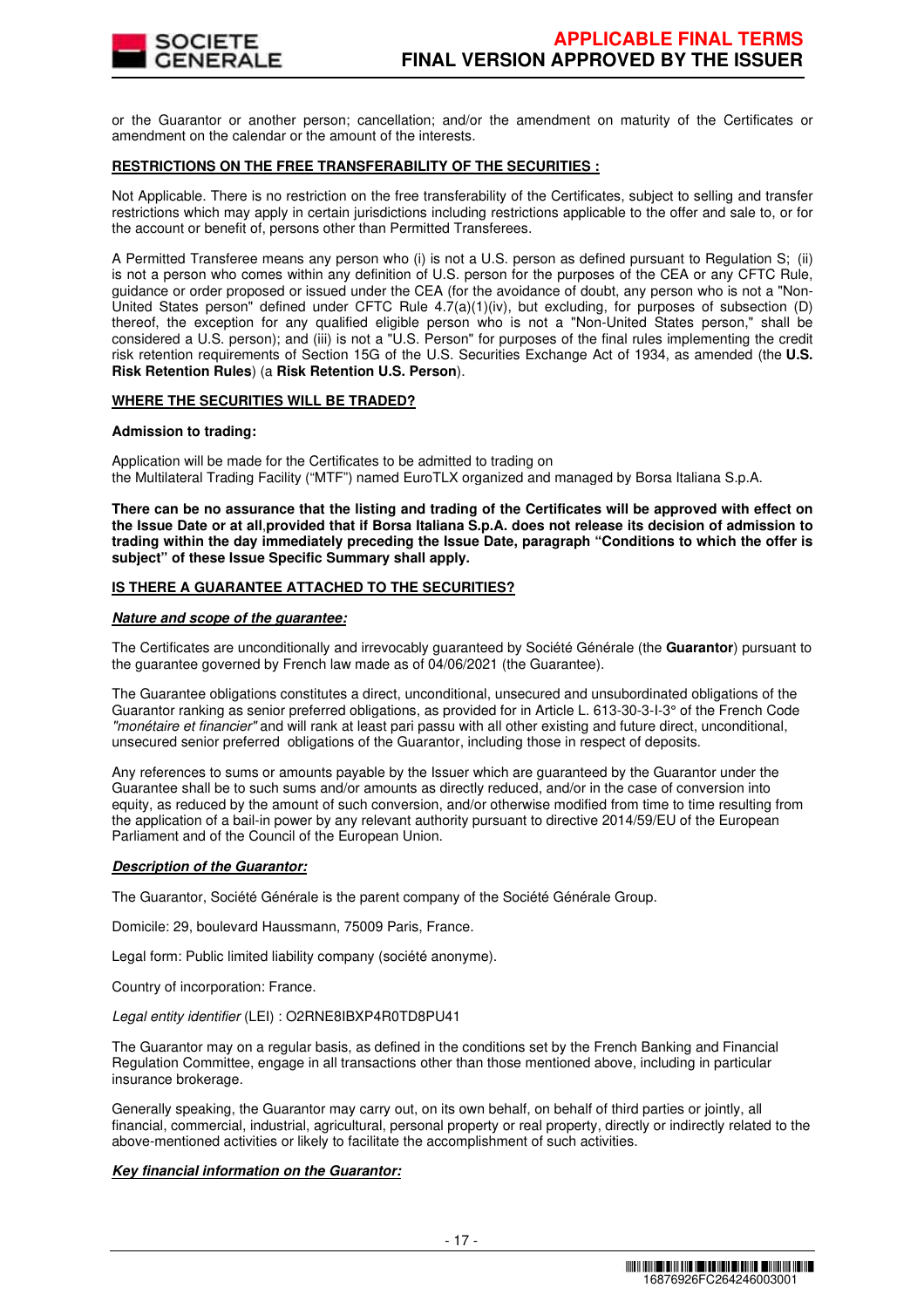or the Guarantor or another person; cancellation; and/or the amendment on maturity of the Certificates or amendment on the calendar or the amount of the interests.

**RESTRICTIONS ON THE FREE TRANSFERABILITY OF THE SECURITIES :**

Not Applicable. There is no restriction on the free transferability of the Certificates, subject to selling and transfer restrictions which may apply in certain jurisdictions including restrictions applicable to the offer and sale to, or for the account or benefit of, persons other than Permitted Transferees.

A Permitted Transferee means any person who (i) is not a U.S. person as defined pursuant to Regulation S; (ii) is not a person who comes within any definition of U.S. person for the purposes of the CEA or any CFTC Rule, guidance or order proposed or issued under the CEA (for the avoidance of doubt, any person who is not a "Non-United States person" defined under CFTC Rule 4.7(a)(1)(iv), but excluding, for purposes of subsection (D) thereof, the exception for any qualified eligible person who is not a "Non-United States person," shall be considered a U.S. person); and (iii) is not a "U.S. Person" for purposes of the final rules implementing the credit risk retention requirements of Section 15G of the U.S. Securities Exchange Act of 1934, as amended (the **U.S. Risk Retention Rules**) (a **Risk Retention U.S. Person**).

**WHERE THE SECURITIES WILL BE TRADED?**

**Admission to trading:**

Application will be made for the Certificates to be admitted to trading on
the Multilateral Trading Facility ("MTF") named EuroTLX organized and managed by Borsa Italiana S.p.A.

**There can be no assurance that the listing and trading of the Certificates will be approved with effect on the Issue Date or at all,provided that if Borsa Italiana S.p.A. does not release its decision of admission to trading within the day immediately preceding the Issue Date, paragraph "Conditions to which the offer is subject" of these Issue Specific Summary shall apply.**

**IS THERE A GUARANTEE ATTACHED TO THE SECURITIES?**

***Nature and scope of the guarantee:***

The Certificates are unconditionally and irrevocably guaranteed by Société Générale (the **Guarantor**) pursuant to the guarantee governed by French law made as of 04/06/2021 (the Guarantee).

The Guarantee obligations constitutes a direct, unconditional, unsecured and unsubordinated obligations of the Guarantor ranking as senior preferred obligations, as provided for in Article L. 613-30-3-I-3° of the French Code *"monétaire et financier"* and will rank at least pari passu with all other existing and future direct, unconditional, unsecured senior preferred obligations of the Guarantor, including those in respect of deposits.

Any references to sums or amounts payable by the Issuer which are guaranteed by the Guarantor under the Guarantee shall be to such sums and/or amounts as directly reduced, and/or in the case of conversion into equity, as reduced by the amount of such conversion, and/or otherwise modified from time to time resulting from the application of a bail-in power by any relevant authority pursuant to directive 2014/59/EU of the European Parliament and of the Council of the European Union.

***Description of the Guarantor:***

The Guarantor, Société Générale is the parent company of the Société Générale Group.

Domicile: 29, boulevard Haussmann, 75009 Paris, France.

Legal form: Public limited liability company (société anonyme).

Country of incorporation: France.

*Legal entity identifier* (LEI) : O2RNE8IBXP4R0TD8PU41

The Guarantor may on a regular basis, as defined in the conditions set by the French Banking and Financial Regulation Committee, engage in all transactions other than those mentioned above, including in particular insurance brokerage.

Generally speaking, the Guarantor may carry out, on its own behalf, on behalf of third parties or jointly, all financial, commercial, industrial, agricultural, personal property or real property, directly or indirectly related to the above-mentioned activities or likely to facilitate the accomplishment of such activities.

***Key financial information on the Guarantor:***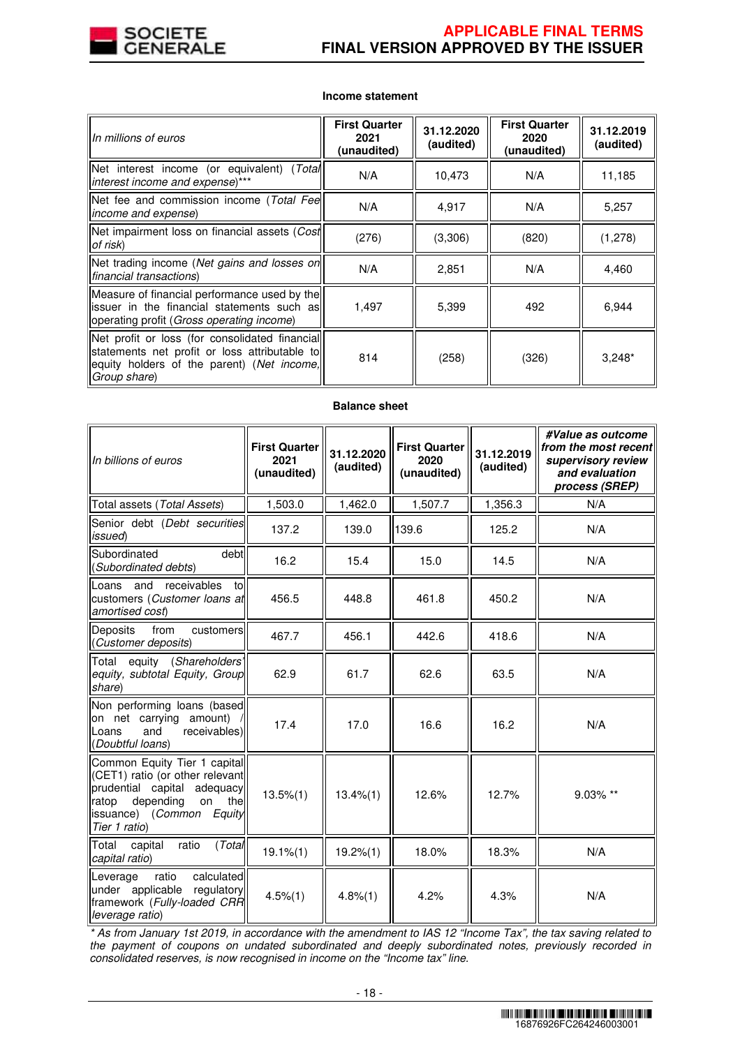**Income statement**

| *In millions of euros* | First Quarter 2021 (unaudited) | 31.12.2020 (audited) | First Quarter 2020 (unaudited) | 31.12.2019 (audited) |
|---|---|---|---|---|
| Net interest income (or equivalent) (*Total interest income and expense*)*** | N/A | 10,473 | N/A | 11,185 |
| Net fee and commission income (*Total Fee income and expense*) | N/A | 4,917 | N/A | 5,257 |
| Net impairment loss on financial assets (*Cost of risk*) | (276) | (3,306) | (820) | (1,278) |
| Net trading income (*Net gains and losses on financial transactions*) | N/A | 2,851 | N/A | 4,460 |
| Measure of financial performance used by the issuer in the financial statements such as operating profit (*Gross operating income*) | 1,497 | 5,399 | 492 | 6,944 |
| Net profit or loss (for consolidated financial statements net profit or loss attributable to equity holders of the parent) (*Net income, Group share*) | 814 | (258) | (326) | 3,248* |

**Balance sheet**

| *In billions of euros* | First Quarter 2021 (unaudited) | 31.12.2020 (audited) | First Quarter 2020 (unaudited) | 31.12.2019 (audited) | *#Value as outcome from the most recent supervisory review and evaluation process (SREP)* |
|---|---|---|---|---|---|
| Total assets (*Total Assets*) | 1,503.0 | 1,462.0 | 1,507.7 | 1,356.3 | N/A |
| Senior debt (*Debt securities issued*) | 137.2 | 139.0 | 139.6 | 125.2 | N/A |
| Subordinated debt (*Subordinated debts*) | 16.2 | 15.4 | 15.0 | 14.5 | N/A |
| Loans and receivables to customers (*Customer loans at amortised cost*) | 456.5 | 448.8 | 461.8 | 450.2 | N/A |
| Deposits from customers (*Customer deposits*) | 467.7 | 456.1 | 442.6 | 418.6 | N/A |
| Total equity (*Shareholders' equity, subtotal Equity, Group share*) | 62.9 | 61.7 | 62.6 | 63.5 | N/A |
| Non performing loans (based on net carrying amount) / Loans and receivables) (*Doubtful loans*) | 17.4 | 17.0 | 16.6 | 16.2 | N/A |
| Common Equity Tier 1 capital (CET1) ratio (or other relevant prudential capital adequacy ratop depending on the issuance) (*Common Equity Tier 1 ratio*) | 13.5%(1) | 13.4%(1) | 12.6% | 12.7% | 9.03% ** |
| Total capital ratio (*Total capital ratio*) | 19.1%(1) | 19.2%(1) | 18.0% | 18.3% | N/A |
| Leverage ratio calculated under applicable regulatory framework (*Fully-loaded CRR leverage ratio*) | 4.5%(1) | 4.8%(1) | 4.2% | 4.3% | N/A |

*\* As from January 1st 2019, in accordance with the amendment to IAS 12 "Income Tax", the tax saving related to the payment of coupons on undated subordinated and deeply subordinated notes, previously recorded in consolidated reserves, is now recognised in income on the "Income tax" line.*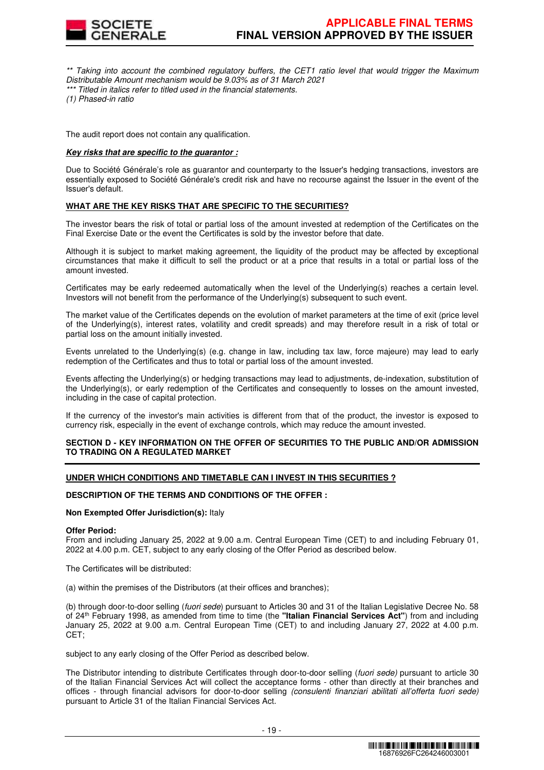*\*\* Taking into account the combined regulatory buffers, the CET1 ratio level that would trigger the Maximum Distributable Amount mechanism would be 9.03% as of 31 March 2021*
*\*\*\* Titled in italics refer to titled used in the financial statements.*
*(1) Phased-in ratio*

The audit report does not contain any qualification.

***Key risks that are specific to the guarantor :***

Due to Société Générale's role as guarantor and counterparty to the Issuer's hedging transactions, investors are essentially exposed to Société Générale's credit risk and have no recourse against the Issuer in the event of the Issuer's default.

**WHAT ARE THE KEY RISKS THAT ARE SPECIFIC TO THE SECURITIES?**

The investor bears the risk of total or partial loss of the amount invested at redemption of the Certificates on the Final Exercise Date or the event the Certificates is sold by the investor before that date.

Although it is subject to market making agreement, the liquidity of the product may be affected by exceptional circumstances that make it difficult to sell the product or at a price that results in a total or partial loss of the amount invested.

Certificates may be early redeemed automatically when the level of the Underlying(s) reaches a certain level. Investors will not benefit from the performance of the Underlying(s) subsequent to such event.

The market value of the Certificates depends on the evolution of market parameters at the time of exit (price level of the Underlying(s), interest rates, volatility and credit spreads) and may therefore result in a risk of total or partial loss on the amount initially invested.

Events unrelated to the Underlying(s) (e.g. change in law, including tax law, force majeure) may lead to early redemption of the Certificates and thus to total or partial loss of the amount invested.

Events affecting the Underlying(s) or hedging transactions may lead to adjustments, de-indexation, substitution of the Underlying(s), or early redemption of the Certificates and consequently to losses on the amount invested, including in the case of capital protection.

If the currency of the investor's main activities is different from that of the product, the investor is exposed to currency risk, especially in the event of exchange controls, which may reduce the amount invested.

**SECTION D - KEY INFORMATION ON THE OFFER OF SECURITIES TO THE PUBLIC AND/OR ADMISSION TO TRADING ON A REGULATED MARKET**

**UNDER WHICH CONDITIONS AND TIMETABLE CAN I INVEST IN THIS SECURITIES ?**

**DESCRIPTION OF THE TERMS AND CONDITIONS OF THE OFFER :**

**Non Exempted Offer Jurisdiction(s):** Italy

**Offer Period:**
From and including January 25, 2022 at 9.00 a.m. Central European Time (CET) to and including February 01, 2022 at 4.00 p.m. CET, subject to any early closing of the Offer Period as described below.

The Certificates will be distributed:

(a) within the premises of the Distributors (at their offices and branches);

(b) through door-to-door selling (*fuori sede*) pursuant to Articles 30 and 31 of the Italian Legislative Decree No. 58 of 24th February 1998, as amended from time to time (the **"Italian Financial Services Act"**) from and including January 25, 2022 at 9.00 a.m. Central European Time (CET) to and including January 27, 2022 at 4.00 p.m. CET;

subject to any early closing of the Offer Period as described below.

The Distributor intending to distribute Certificates through door-to-door selling (*fuori sede)* pursuant to article 30 of the Italian Financial Services Act will collect the acceptance forms - other than directly at their branches and offices - through financial advisors for door-to-door selling *(consulenti finanziari abilitati all'offerta fuori sede)* pursuant to Article 31 of the Italian Financial Services Act.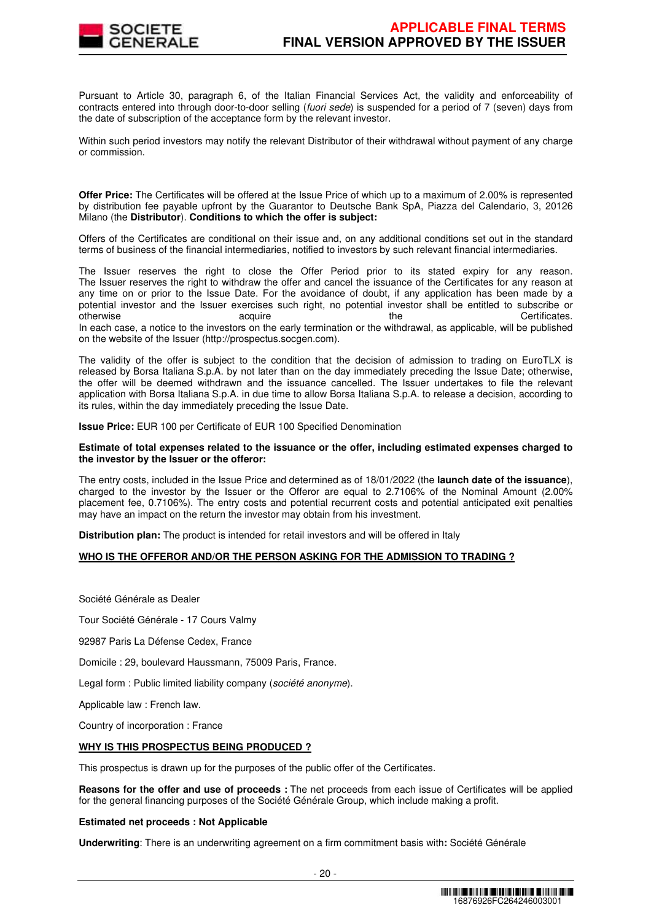Pursuant to Article 30, paragraph 6, of the Italian Financial Services Act, the validity and enforceability of contracts entered into through door-to-door selling (*fuori sede*) is suspended for a period of 7 (seven) days from the date of subscription of the acceptance form by the relevant investor.

Within such period investors may notify the relevant Distributor of their withdrawal without payment of any charge or commission.

**Offer Price:** The Certificates will be offered at the Issue Price of which up to a maximum of 2.00% is represented by distribution fee payable upfront by the Guarantor to Deutsche Bank SpA, Piazza del Calendario, 3, 20126 Milano (the **Distributor**). **Conditions to which the offer is subject:**

Offers of the Certificates are conditional on their issue and, on any additional conditions set out in the standard terms of business of the financial intermediaries, notified to investors by such relevant financial intermediaries.

The Issuer reserves the right to close the Offer Period prior to its stated expiry for any reason. The Issuer reserves the right to withdraw the offer and cancel the issuance of the Certificates for any reason at any time on or prior to the Issue Date. For the avoidance of doubt, if any application has been made by a potential investor and the Issuer exercises such right, no potential investor shall be entitled to subscribe or otherwise acquire the Certificates.
In each case, a notice to the investors on the early termination or the withdrawal, as applicable, will be published on the website of the Issuer (http://prospectus.socgen.com).

The validity of the offer is subject to the condition that the decision of admission to trading on EuroTLX is released by Borsa Italiana S.p.A. by not later than on the day immediately preceding the Issue Date; otherwise, the offer will be deemed withdrawn and the issuance cancelled. The Issuer undertakes to file the relevant application with Borsa Italiana S.p.A. in due time to allow Borsa Italiana S.p.A. to release a decision, according to its rules, within the day immediately preceding the Issue Date.

**Issue Price:** EUR 100 per Certificate of EUR 100 Specified Denomination

**Estimate of total expenses related to the issuance or the offer, including estimated expenses charged to the investor by the Issuer or the offeror:**

The entry costs, included in the Issue Price and determined as of 18/01/2022 (the **launch date of the issuance**), charged to the investor by the Issuer or the Offeror are equal to 2.7106% of the Nominal Amount (2.00% placement fee, 0.7106%). The entry costs and potential recurrent costs and potential anticipated exit penalties may have an impact on the return the investor may obtain from his investment.

**Distribution plan:** The product is intended for retail investors and will be offered in Italy

**<u>WHO IS THE OFFEROR AND/OR THE PERSON ASKING FOR THE ADMISSION TO TRADING ?</u>**

Société Générale as Dealer

Tour Société Générale - 17 Cours Valmy

92987 Paris La Défense Cedex, France

Domicile : 29, boulevard Haussmann, 75009 Paris, France.

Legal form : Public limited liability company (*société anonyme*).

Applicable law : French law.

Country of incorporation : France

**<u>WHY IS THIS PROSPECTUS BEING PRODUCED ?</u>**

This prospectus is drawn up for the purposes of the public offer of the Certificates.

**Reasons for the offer and use of proceeds :** The net proceeds from each issue of Certificates will be applied for the general financing purposes of the Société Générale Group, which include making a profit.

**Estimated net proceeds : Not Applicable**

**Underwriting**: There is an underwriting agreement on a firm commitment basis with**:** Société Générale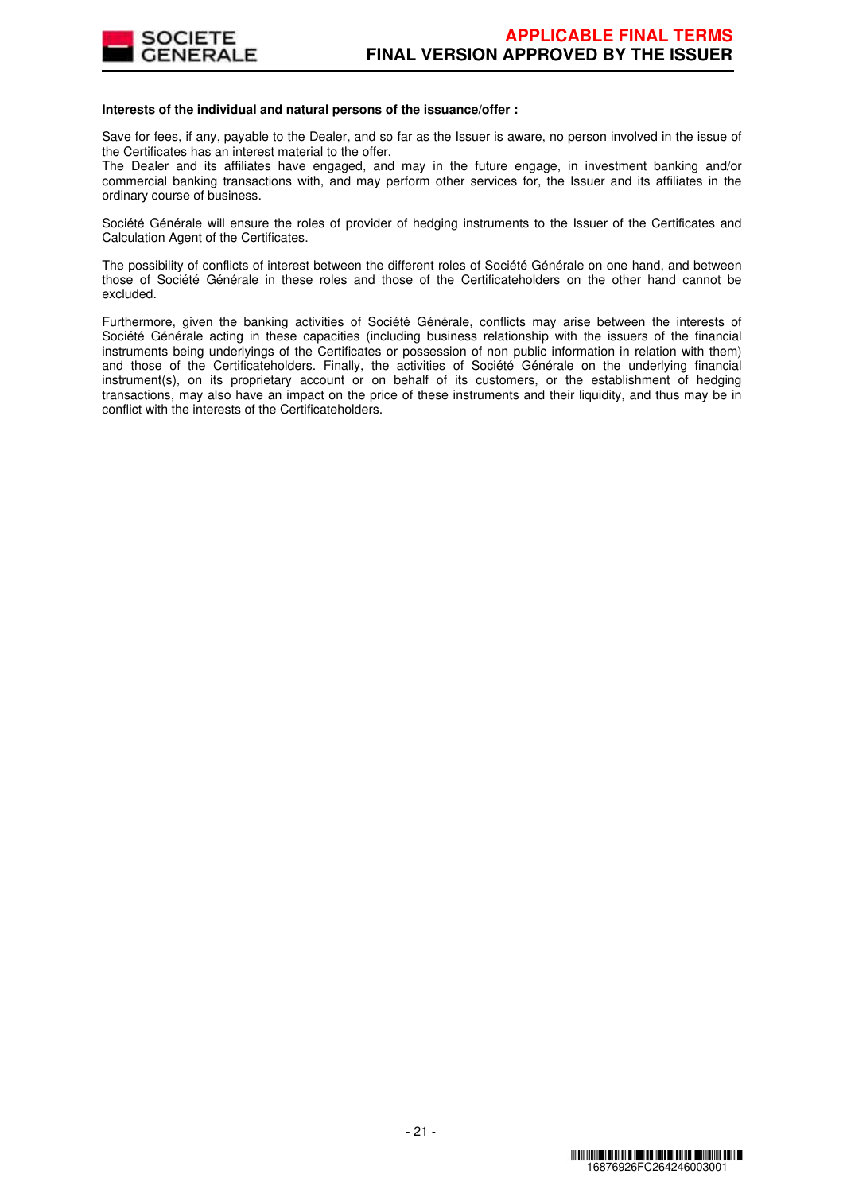**Interests of the individual and natural persons of the issuance/offer :**

Save for fees, if any, payable to the Dealer, and so far as the Issuer is aware, no person involved in the issue of the Certificates has an interest material to the offer.
The Dealer and its affiliates have engaged, and may in the future engage, in investment banking and/or commercial banking transactions with, and may perform other services for, the Issuer and its affiliates in the ordinary course of business.

Société Générale will ensure the roles of provider of hedging instruments to the Issuer of the Certificates and Calculation Agent of the Certificates.

The possibility of conflicts of interest between the different roles of Société Générale on one hand, and between those of Société Générale in these roles and those of the Certificateholders on the other hand cannot be excluded.

Furthermore, given the banking activities of Société Générale, conflicts may arise between the interests of Société Générale acting in these capacities (including business relationship with the issuers of the financial instruments being underlyings of the Certificates or possession of non public information in relation with them) and those of the Certificateholders. Finally, the activities of Société Générale on the underlying financial instrument(s), on its proprietary account or on behalf of its customers, or the establishment of hedging transactions, may also have an impact on the price of these instruments and their liquidity, and thus may be in conflict with the interests of the Certificateholders.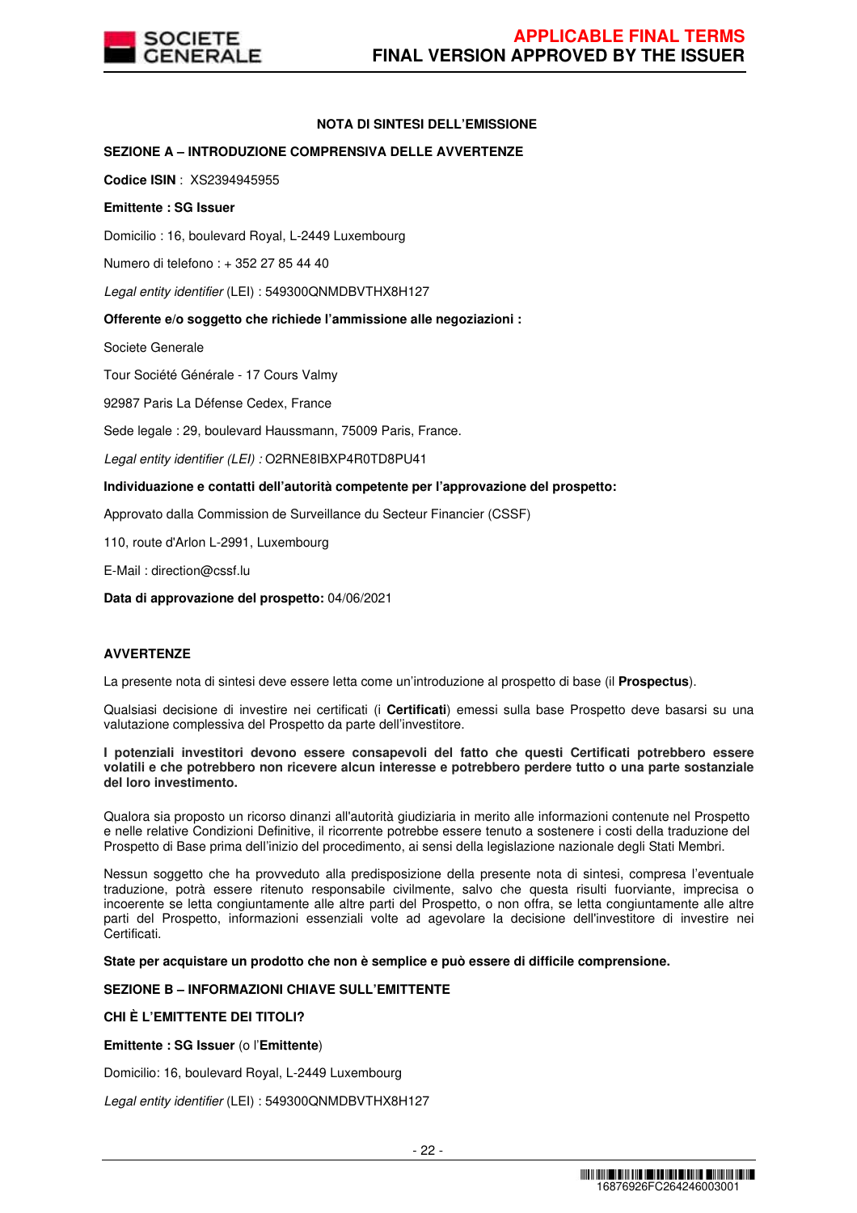## NOTA DI SINTESI DELL'EMISSIONE

### SEZIONE A – INTRODUZIONE COMPRENSIVA DELLE AVVERTENZE

**Codice ISIN** : XS2394945955

**Emittente : SG Issuer**

Domicilio : 16, boulevard Royal, L-2449 Luxembourg

Numero di telefono : + 352 27 85 44 40

*Legal entity identifier* (LEI) : 549300QNMDBVTHX8H127

**Offerente e/o soggetto che richiede l'ammissione alle negoziazioni :**

Societe Generale

Tour Société Générale - 17 Cours Valmy

92987 Paris La Défense Cedex, France

Sede legale : 29, boulevard Haussmann, 75009 Paris, France.

*Legal entity identifier (LEI) :* O2RNE8IBXP4R0TD8PU41

**Individuazione e contatti dell'autorità competente per l'approvazione del prospetto:**

Approvato dalla Commission de Surveillance du Secteur Financier (CSSF)

110, route d'Arlon L-2991, Luxembourg

E-Mail : direction@cssf.lu

**Data di approvazione del prospetto:** 04/06/2021

**AVVERTENZE**

La presente nota di sintesi deve essere letta come un'introduzione al prospetto di base (il **Prospectus**).

Qualsiasi decisione di investire nei certificati (i **Certificati**) emessi sulla base Prospetto deve basarsi su una valutazione complessiva del Prospetto da parte dell'investitore.

**I potenziali investitori devono essere consapevoli del fatto che questi Certificati potrebbero essere volatili e che potrebbero non ricevere alcun interesse e potrebbero perdere tutto o una parte sostanziale del loro investimento.**

Qualora sia proposto un ricorso dinanzi all'autorità giudiziaria in merito alle informazioni contenute nel Prospetto e nelle relative Condizioni Definitive, il ricorrente potrebbe essere tenuto a sostenere i costi della traduzione del Prospetto di Base prima dell'inizio del procedimento, ai sensi della legislazione nazionale degli Stati Membri.

Nessun soggetto che ha provveduto alla predisposizione della presente nota di sintesi, compresa l'eventuale traduzione, potrà essere ritenuto responsabile civilmente, salvo che questa risulti fuorviante, imprecisa o incoerente se letta congiuntamente alle altre parti del Prospetto, o non offra, se letta congiuntamente alle altre parti del Prospetto, informazioni essenziali volte ad agevolare la decisione dell'investitore di investire nei Certificati.

**State per acquistare un prodotto che non è semplice e può essere di difficile comprensione.**

### SEZIONE B – INFORMAZIONI CHIAVE SULL'EMITTENTE

**CHI È L'EMITTENTE DEI TITOLI?**

**Emittente : SG Issuer** (o l'**Emittente**)

Domicilio: 16, boulevard Royal, L-2449 Luxembourg

*Legal entity identifier* (LEI) : 549300QNMDBVTHX8H127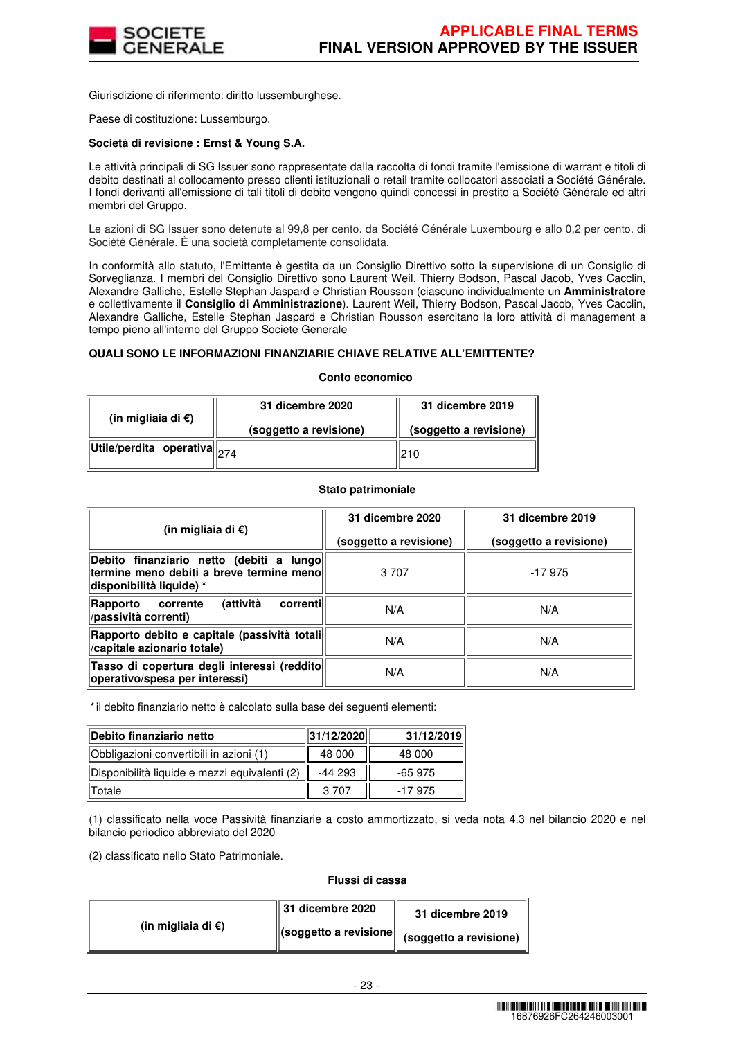Giurisdizione di riferimento: diritto lussemburghese.

Paese di costituzione: Lussemburgo.

**Società di revisione : Ernst & Young S.A.**

Le attività principali di SG Issuer sono rappresentate dalla raccolta di fondi tramite l'emissione di warrant e titoli di debito destinati al collocamento presso clienti istituzionali o retail tramite collocatori associati a Société Générale. I fondi derivanti all'emissione di tali titoli di debito vengono quindi concessi in prestito a Société Générale ed altri membri del Gruppo.

Le azioni di SG Issuer sono detenute al 99,8 per cento. da Société Générale Luxembourg e allo 0,2 per cento. di Société Générale. È una società completamente consolidata.

In conformità allo statuto, l'Emittente è gestita da un Consiglio Direttivo sotto la supervisione de un Consiglio di Sorveglianza. I membri del Consiglio Direttivo sono Laurent Weil, Thierry Bodson, Pascal Jacob, Yves Cacclin, Alexandre Galliche, Estelle Stephan Jaspard e Christian Rousson (ciascuno individualmente un **Amministratore** e collettivamente il **Consiglio di Amministrazione**). Laurent Weil, Thierry Bodson, Pascal Jacob, Yves Cacclin, Alexandre Galliche, Estelle Stephan Jaspard e Christian Rousson esercitano la loro attività di management a tempo pieno all'interno del Gruppo Societe Generale

**QUALI SONO LE INFORMAZIONI FINANZIARIE CHIAVE RELATIVE ALL'EMITTENTE?**

**Conto economico**

| (in migliaia di €) | 31 dicembre 2020 (soggetto a revisione) | 31 dicembre 2019 (soggetto a revisione) |
|---|---|---|
| Utile/perdita operativa | 274 | 210 |

**Stato patrimoniale**

| (in migliaia di €) | 31 dicembre 2020 (soggetto a revisione) | 31 dicembre 2019 (soggetto a revisione) |
|---|---|---|
| Debito finanziario netto (debiti a lungo termine meno debiti a breve termine meno disponibilità liquide) * | 3 707 | -17 975 |
| Rapporto corrente (attività correnti /passività correnti) | N/A | N/A |
| Rapporto debito e capitale (passività totali /capitale azionario totale) | N/A | N/A |
| Tasso di copertura degli interessi (reddito operativo/spesa per interessi) | N/A | N/A |

*il debito finanziario netto è calcolato sulla base dei seguenti elementi:

| Debito finanziario netto | 31/12/2020 | 31/12/2019 |
|---|---|---|
| Obbligazioni convertibili in azioni (1) | 48 000 | 48 000 |
| Disponibilità liquide e mezzi equivalenti (2) | -44 293 | -65 975 |
| Totale | 3 707 | -17 975 |

(1) classificato nella voce Passività finanziarie a costo ammortizzato, si veda nota 4.3 nel bilancio 2020 e nel bilancio periodico abbreviato del 2020

(2) classificato nello Stato Patrimoniale.

**Flussi di cassa**

| (in migliaia di €) | 31 dicembre 2020 (soggetto a revisione | 31 dicembre 2019 (soggetto a revisione) |
|---|---|---|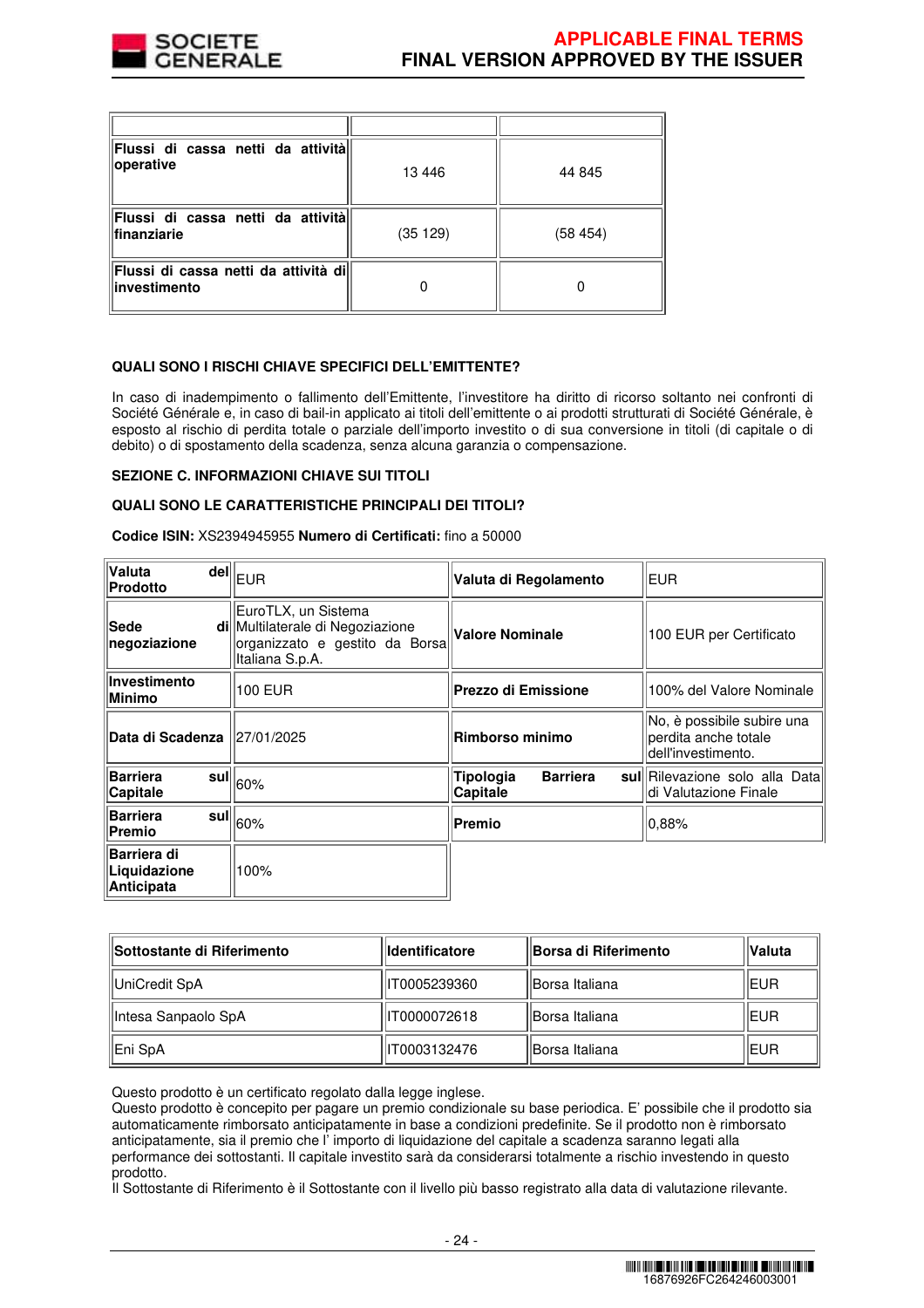| | | |
|---|---|---|
| **Flussi di cassa netti da attività operative** | 13 446 | 44 845 |
| **Flussi di cassa netti da attività finanziarie** | (35 129) | (58 454) |
| **Flussi di cassa netti da attività di investimento** | 0 | 0 |

**QUALI SONO I RISCHI CHIAVE SPECIFICI DELL'EMITTENTE?**

In caso di inadempimento o fallimento dell'Emittente, l'investitore ha diritto di ricorso soltanto nei confronti di Société Générale e, in caso di bail-in applicato ai titoli dell'emittente o ai prodotti strutturati di Société Générale, è esposto al rischio di perdita totale o parziale dell'importo investito o di sua conversione in titoli (di capitale o di debito) o di spostamento della scadenza, senza alcuna garanzia o compensazione.

**SEZIONE C. INFORMAZIONI CHIAVE SUI TITOLI**

**QUALI SONO LE CARATTERISTICHE PRINCIPALI DEI TITOLI?**

**Codice ISIN:** XS2394945955 **Numero di Certificati:** fino a 50000

| | | | |
|---|---|---|---|
| **Valuta del Prodotto** | EUR | **Valuta di Regolamento** | EUR |
| **Sede di negoziazione** | EuroTLX, un Sistema Multilaterale di Negoziazione organizzato e gestito da Borsa Italiana S.p.A. | **Valore Nominale** | 100 EUR per Certificato |
| **Investimento Minimo** | 100 EUR | **Prezzo di Emissione** | 100% del Valore Nominale |
| **Data di Scadenza** | 27/01/2025 | **Rimborso minimo** | No, è possibile subire una perdita anche totale dell'investimento. |
| **Barriera sul Capitale** | 60% | **Tipologia Barriera sul Capitale** | Rilevazione solo alla Data di Valutazione Finale |
| **Barriera sul Premio** | 60% | **Premio** | 0,88% |
| **Barriera di Liquidazione Anticipata** | 100% | | |

| **Sottostante di Riferimento** | **Identificatore** | **Borsa di Riferimento** | **Valuta** |
|---|---|---|---|
| UniCredit SpA | IT0005239360 | Borsa Italiana | EUR |
| Intesa Sanpaolo SpA | IT0000072618 | Borsa Italiana | EUR |
| Eni SpA | IT0003132476 | Borsa Italiana | EUR |

Questo prodotto è un certificato regolato dalla legge inglese.
Questo prodotto è concepito per pagare un premio condizionale su base periodica. E' possibile che il prodotto sia automaticamente rimborsato anticipatamente in base a condizioni predefinite. Se il prodotto non è rimborsato anticipatamente, sia il premio che l' importo di liquidazione del capitale a scadenza saranno legati alla performance dei sottostanti. Il capitale investito sarà da considerarsi totalmente a rischio investendo in questo prodotto.
Il Sottostante di Riferimento è il Sottostante con il livello più basso registrato alla data di valutazione rilevante.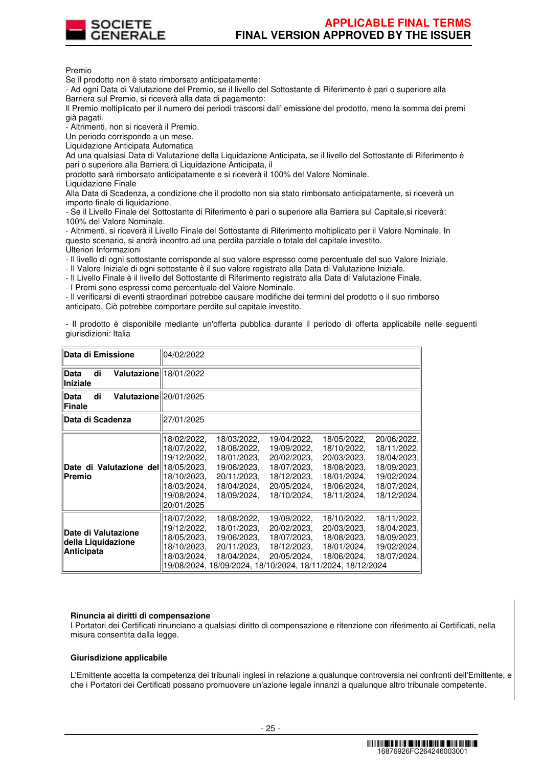Premio

Se il prodotto non è stato rimborsato anticipatamente:

- Ad ogni Data di Valutazione del Premio, se il livello del Sottostante di Riferimento è pari o superiore alla Barriera sul Premio, si riceverà alla data di pagamento:

Il Premio moltiplicato per il numero dei periodi trascorsi dall' emissione del prodotto, meno la somma dei premi già pagati.

- Altrimenti, non si riceverà il Premio.

Un periodo corrisponde a un mese.

Liquidazione Anticipata Automatica

Ad una qualsiasi Data di Valutazione della Liquidazione Anticipata, se il livello del Sottostante di Riferimento è pari o superiore alla Barriera di Liquidazione Anticipata, il prodotto sarà rimborsato anticipatamente e si riceverà il 100% del Valore Nominale.

Liquidazione Finale

Alla Data di Scadenza, a condizione che il prodotto non sia stato rimborsato anticipatamente, si riceverà un importo finale di liquidazione.

- Se il Livello Finale del Sottostante di Riferimento è pari o superiore alla Barriera sul Capitale,si riceverà: 100% del Valore Nominale.
- Altrimenti, si riceverà il Livello Finale del Sottostante di Riferimento moltiplicato per il Valore Nominale. In questo scenario, si andrà incontro ad una perdita parziale o totale del capitale investito.

Ulteriori Informazioni

- Il livello di ogni sottostante corrisponde al suo valore espresso come percentuale del suo Valore Iniziale.
- Il Valore Iniziale di ogni sottostante è il suo valore registrato alla Data di Valutazione Iniziale.
- Il Livello Finale è il livello del Sottostante di Riferimento registrato alla Data di Valutazione Finale.
- I Premi sono espressi come percentuale del Valore Nominale.
- Il verificarsi di eventi straordinari potrebbe causare modifiche dei termini del prodotto o il suo rimborso anticipato. Ciò potrebbe comportare perdite sul capitale investito.

- Il prodotto è disponibile mediante un'offerta pubblica durante il periodo di offerta applicabile nelle seguenti giurisdizioni: Italia

| | |
|---|---|
| **Data di Emissione** | 04/02/2022 |
| **Data di Valutazione Iniziale** | 18/01/2022 |
| **Data di Valutazione Finale** | 20/01/2025 |
| **Data di Scadenza** | 27/01/2025 |
| **Date di Valutazione del Premio** | 18/02/2022, 18/03/2022, 19/04/2022, 18/05/2022, 20/06/2022, 18/07/2022, 18/08/2022, 19/09/2022, 18/10/2022, 18/11/2022, 19/12/2022, 18/01/2023, 20/02/2023, 20/03/2023, 18/04/2023, 18/05/2023, 19/06/2023, 18/07/2023, 18/08/2023, 18/09/2023, 18/10/2023, 20/11/2023, 18/12/2023, 18/01/2024, 19/02/2024, 18/03/2024, 18/04/2024, 20/05/2024, 18/06/2024, 18/07/2024, 19/08/2024, 18/09/2024, 18/10/2024, 18/11/2024, 18/12/2024, 20/01/2025 |
| **Date di Valutazione della Liquidazione Anticipata** | 18/07/2022, 18/08/2022, 19/09/2022, 18/10/2022, 18/11/2022, 19/12/2022, 18/01/2023, 20/02/2023, 20/03/2023, 18/04/2023, 18/05/2023, 19/06/2023, 18/07/2023, 18/08/2023, 18/09/2023, 18/10/2023, 20/11/2023, 18/12/2023, 18/01/2024, 19/02/2024, 18/03/2024, 18/04/2024, 20/05/2024, 18/06/2024, 18/07/2024, 19/08/2024, 18/09/2024, 18/10/2024, 18/11/2024, 18/12/2024 |

**Rinuncia ai diritti di compensazione**

I Portatori dei Certificati rinunciano a qualsiasi diritto di compensazione e ritenzione con riferimento ai Certificati, nella misura consentita dalla legge.

**Giurisdizione applicabile**

L'Emittente accetta la competenza dei tribunali inglesi in relazione a qualunque controversia nei confronti dell'Emittente, e che i Portatori dei Certificati possano promuovere un'azione legale innanzi a qualunque altro tribunale competente.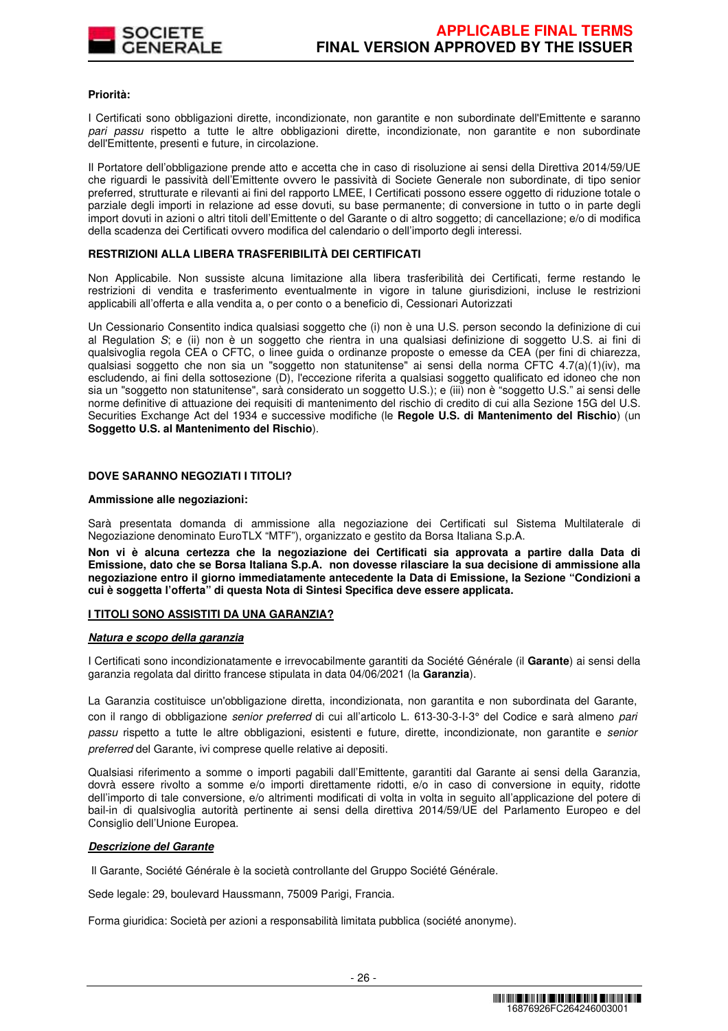**Priorità:**

I Certificati sono obbligazioni dirette, incondizionate, non garantite e non subordinate dell'Emittente e saranno *pari passu* rispetto a tutte le altre obbligazioni dirette, incondizionate, non garantite e non subordinate dell'Emittente, presenti e future, in circolazione.

Il Portatore dell'obbligazione prende atto e accetta che in caso di risoluzione ai sensi della Direttiva 2014/59/UE che riguardi le passività dell'Emittente ovvero le passività di Societe Generale non subordinate, di tipo senior preferred, strutturate e rilevanti ai fini del rapporto LMEE, I Certificati possono essere oggetto di riduzione totale o parziale degli importi in relazione ad esse dovuti, su base permanente; di conversione in tutto o in parte degli import dovuti in azioni o altri titoli dell'Emittente o del Garante o di altro soggetto; di cancellazione; e/o di modifica della scadenza dei Certificati ovvero modifica del calendario o dell'importo degli interessi.

**RESTRIZIONI ALLA LIBERA TRASFERIBILITÀ DEI CERTIFICATI**

Non Applicabile. Non sussiste alcuna limitazione alla libera trasferibilità dei Certificati, ferme restando le restrizioni di vendita e trasferimento eventualmente in vigore in talune giurisdizioni, incluse le restrizioni applicabili all'offerta e alla vendita a, o per conto o a beneficio di, Cessionari Autorizzati

Un Cessionario Consentito indica qualsiasi soggetto che (i) non è una U.S. person secondo la definizione di cui al Regulation *S*; e (ii) non è un soggetto che rientra in una qualsiasi definizione di soggetto U.S. ai fini di qualsivoglia regola CEA o CFTC, o linee guida o ordinanze proposte o emesse da CEA (per fini di chiarezza, qualsiasi soggetto che non sia un "soggetto non statunitense" ai sensi della norma CFTC 4.7(a)(1)(iv), ma escludendo, ai fini della sottosezione (D), l'eccezione riferita a qualsiasi soggetto qualificato ed idoneo che non sia un "soggetto non statunitense", sarà considerato un soggetto U.S.); e (iii) non è "soggetto U.S." ai sensi delle norme definitive di attuazione dei requisiti di mantenimento del rischio di credito di cui alla Sezione 15G del U.S. Securities Exchange Act del 1934 e successive modifiche (le **Regole U.S. di Mantenimento del Rischio**) (un **Soggetto U.S. al Mantenimento del Rischio**).

**DOVE SARANNO NEGOZIATI I TITOLI?**

**Ammissione alle negoziazioni:**

Sarà presentata domanda di ammissione alla negoziazione dei Certificati sul Sistema Multilaterale di Negoziazione denominato EuroTLX "MTF"), organizzato e gestito da Borsa Italiana S.p.A.

**Non vi è alcuna certezza che la negoziazione dei Certificati sia approvata a partire dalla Data di Emissione, dato che se Borsa Italiana S.p.A. non dovesse rilasciare la sua decisione di ammissione alla negoziazione entro il giorno immediatamente antecedente la Data di Emissione, la Sezione "Condizioni a cui è soggetta l'offerta" di questa Nota di Sintesi Specifica deve essere applicata.**

**I TITOLI SONO ASSISTITI DA UNA GARANZIA?**

***Natura e scopo della garanzia***

I Certificati sono incondizionatamente e irrevocabilmente garantiti da Société Générale (il **Garante**) ai sensi della garanzia regolata dal diritto francese stipulata in data 04/06/2021 (la **Garanzia**).

La Garanzia costituisce un'obbligazione diretta, incondizionata, non garantita e non subordinata del Garante, con il rango di obbligazione *senior preferred* di cui all'articolo L. 613-30-3-I-3° del Codice e sarà almeno *pari passu* rispetto a tutte le altre obbligazioni, esistenti e future, dirette, incondizionate, non garantite e *senior preferred* del Garante, ivi comprese quelle relative ai depositi.

Qualsiasi riferimento a somme o importi pagabili dall'Emittente, garantiti dal Garante ai sensi della Garanzia, dovrà essere rivolto a somme e/o importi direttamente ridotti, e/o in caso di conversione in equity, ridotte dell'importo di tale conversione, e/o altrimenti modificati di volta in volta in seguito all'applicazione del potere di bail-in di qualsivoglia autorità pertinente ai sensi della direttiva 2014/59/UE del Parlamento Europeo e del Consiglio dell'Unione Europea.

***Descrizione del Garante***

Il Garante, Société Générale è la società controllante del Gruppo Société Générale.

Sede legale: 29, boulevard Haussmann, 75009 Parigi, Francia.

Forma giuridica: Società per azioni a responsabilità limitata pubblica (société anonyme).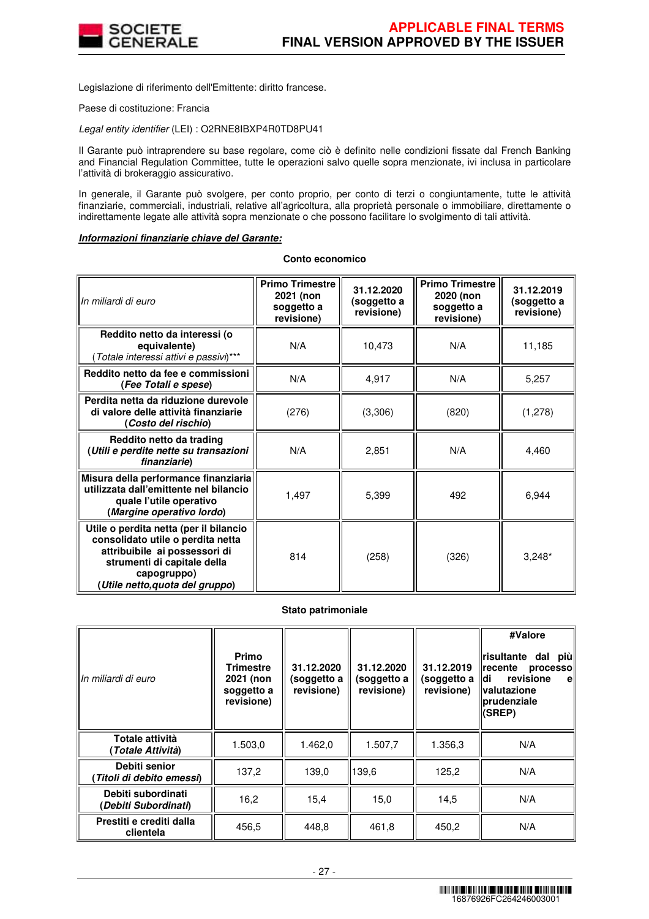Legislazione di riferimento dell'Emittente: diritto francese.

Paese di costituzione: Francia

*Legal entity identifier* (LEI) : O2RNE8IBXP4R0TD8PU41

Il Garante può intraprendere su base regolare, come ciò è definito nelle condizioni fissate dal French Banking and Financial Regulation Committee, tutte le operazioni salvo quelle sopra menzionate, ivi inclusa in particolare l'attività di brokeraggio assicurativo.

In generale, il Garante può svolgere, per conto proprio, per conto di terzi o congiuntamente, tutte le attività finanziarie, commerciali, industriali, relative all'agricoltura, alla proprietà personale o immobiliare, direttamente o indirettamente legate alle attività sopra menzionate o che possono facilitare lo svolgimento di tali attività.

***Informazioni finanziarie chiave del Garante:***

**Conto economico**

| *In miliardi di euro* | **Primo Trimestre 2021 (non soggetto a revisione)** | **31.12.2020 (soggetto a revisione)** | **Primo Trimestre 2020 (non soggetto a revisione)** | **31.12.2019 (soggetto a revisione)** |
|---|---|---|---|---|
| **Reddito netto da interessi (o equivalente)** (*Totale interessi attivi e passivi*)*** | N/A | 10,473 | N/A | 11,185 |
| **Reddito netto da fee e commissioni (*Fee Totali e spese*)** | N/A | 4,917 | N/A | 5,257 |
| **Perdita netta da riduzione durevole di valore delle attività finanziarie (*Costo del rischio*)** | (276) | (3,306) | (820) | (1,278) |
| **Reddito netto da trading (*Utili e perdite nette su transazioni finanziarie*)** | N/A | 2,851 | N/A | 4,460 |
| **Misura della performance finanziaria utilizzata dall'emittente nel bilancio quale l'utile operativo (*Margine operativo lordo*)** | 1,497 | 5,399 | 492 | 6,944 |
| **Utile o perdita netta (per il bilancio consolidato utile o perdita netta attribuibile ai possessori di strumenti di capitale della capogruppo) (*Utile netto,quota del gruppo*)** | 814 | (258) | (326) | 3,248* |

**Stato patrimoniale**

| *In miliardi di euro* | **Primo Trimestre 2021 (non soggetto a revisione)** | **31.12.2020 (soggetto a revisione)** | **31.12.2020 (soggetto a revisione)** | **31.12.2019 (soggetto a revisione)** | **#Valore risultante dal più recente processo di revisione e valutazione prudenziale (SREP)** |
|---|---|---|---|---|---|
| **Totale attività (*Totale Attività*)** | 1.503,0 | 1.462,0 | 1.507,7 | 1.356,3 | N/A |
| **Debiti senior (*Titoli di debito emessi*)** | 137,2 | 139,0 | 139,6 | 125,2 | N/A |
| **Debiti subordinati (*Debiti Subordinati*)** | 16,2 | 15,4 | 15,0 | 14,5 | N/A |
| **Prestiti e crediti dalla clientela** | 456,5 | 448,8 | 461,8 | 450,2 | N/A |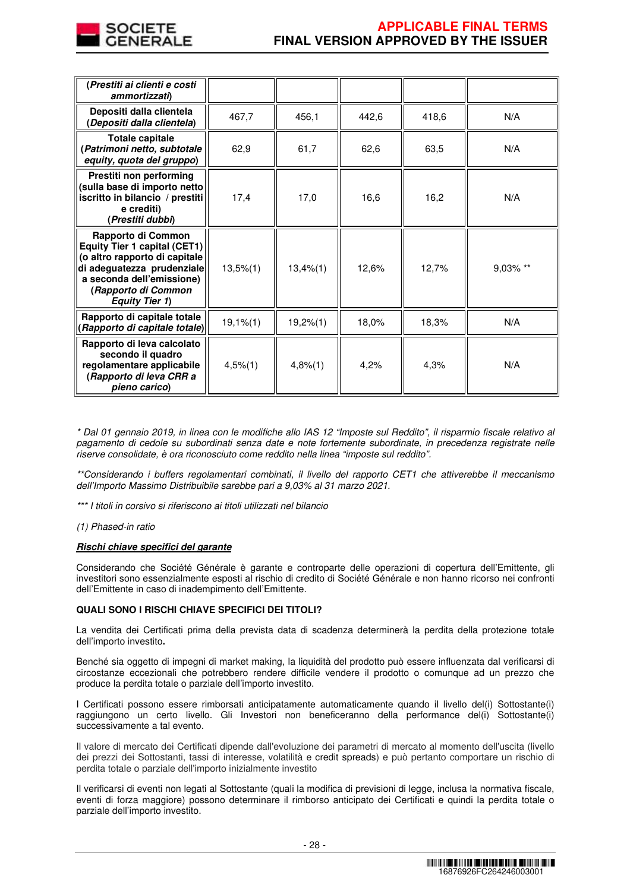| | | | | | |
|---|---|---|---|---|---|
| **(*Prestiti ai clienti e costi ammortizzati*)** | | | | | |
| **Depositi dalla clientela (*Depositi dalla clientela*)** | 467,7 | 456,1 | 442,6 | 418,6 | N/A |
| **Totale capitale (*Patrimoni netto, subtotale equity, quota del gruppo*)** | 62,9 | 61,7 | 62,6 | 63,5 | N/A |
| **Prestiti non performing (sulla base di importo netto iscritto in bilancio / prestiti e crediti) (*Prestiti dubbi*)** | 17,4 | 17,0 | 16,6 | 16,2 | N/A |
| **Rapporto di Common Equity Tier 1 capital (CET1) (o altro rapporto di capitale di adeguatezza prudenziale a seconda dell'emissione) (*Rapporto di Common Equity Tier 1*)** | 13,5%(1) | 13,4%(1) | 12,6% | 12,7% | 9,03% ** |
| **Rapporto di capitale totale (*Rapporto di capitale totale*)** | 19,1%(1) | 19,2%(1) | 18,0% | 18,3% | N/A |
| **Rapporto di leva calcolato secondo il quadro regolamentare applicabile (*Rapporto di leva CRR a pieno carico*)** | 4,5%(1) | 4,8%(1) | 4,2% | 4,3% | N/A |

*\* Dal 01 gennaio 2019, in linea con le modifiche allo IAS 12 "Imposte sul Reddito", il risparmio fiscale relativo al pagamento di cedole su subordinati senza date e note fortemente subordinate, in precedenza registrate nelle riserve consolidate, è ora riconosciuto come reddito nella linea "imposte sul reddito".*

*\*\*Considerando i buffers regolamentari combinati, il livello del rapporto CET1 che attiverebbe il meccanismo dell'Importo Massimo Distribuibile sarebbe pari a 9,03% al 31 marzo 2021.*

*\*\*\* I titoli in corsivo si riferiscono ai titoli utilizzati nel bilancio*

*(1) Phased-in ratio*

***Rischi chiave specifici del garante***

Considerando che Société Générale è garante e controparte delle operazioni di copertura dell'Emittente, gli investitori sono essenzialmente esposti al rischio di credito di Société Générale e non hanno ricorso nei confronti dell'Emittente in caso di inadempimento dell'Emittente.

**QUALI SONO I RISCHI CHIAVE SPECIFICI DEI TITOLI?**

La vendita dei Certificati prima della prevista data di scadenza determinerà la perdita della protezione totale dell'importo investito**.**

Benché sia oggetto di impegni di market making, la liquidità del prodotto può essere influenzata dal verificarsi di circostanze eccezionali che potrebbero rendere difficile vendere il prodotto o comunque ad un prezzo che produce la perdita totale o parziale dell'importo investito.

I Certificati possono essere rimborsati anticipatamente automaticamente quando il livello del(i) Sottostante(i) raggiungono un certo livello. Gli Investori non beneficeranno della performance del(i) Sottostante(i) successivamente a tal evento.

Il valore di mercato dei Certificati dipende dall'evoluzione dei parametri di mercato al momento dell'uscita (livello dei prezzi dei Sottostanti, tassi di interesse, volatilità e credit spreads) e può pertanto comportare un rischio di perdita totale o parziale dell'importo inizialmente investito

Il verificarsi di eventi non legati al Sottostante (quali la modifica di previsioni di legge, inclusa la normativa fiscale, eventi di forza maggiore) possono determinare il rimborso anticipato dei Certificati e quindi la perdita totale o parziale dell'importo investito.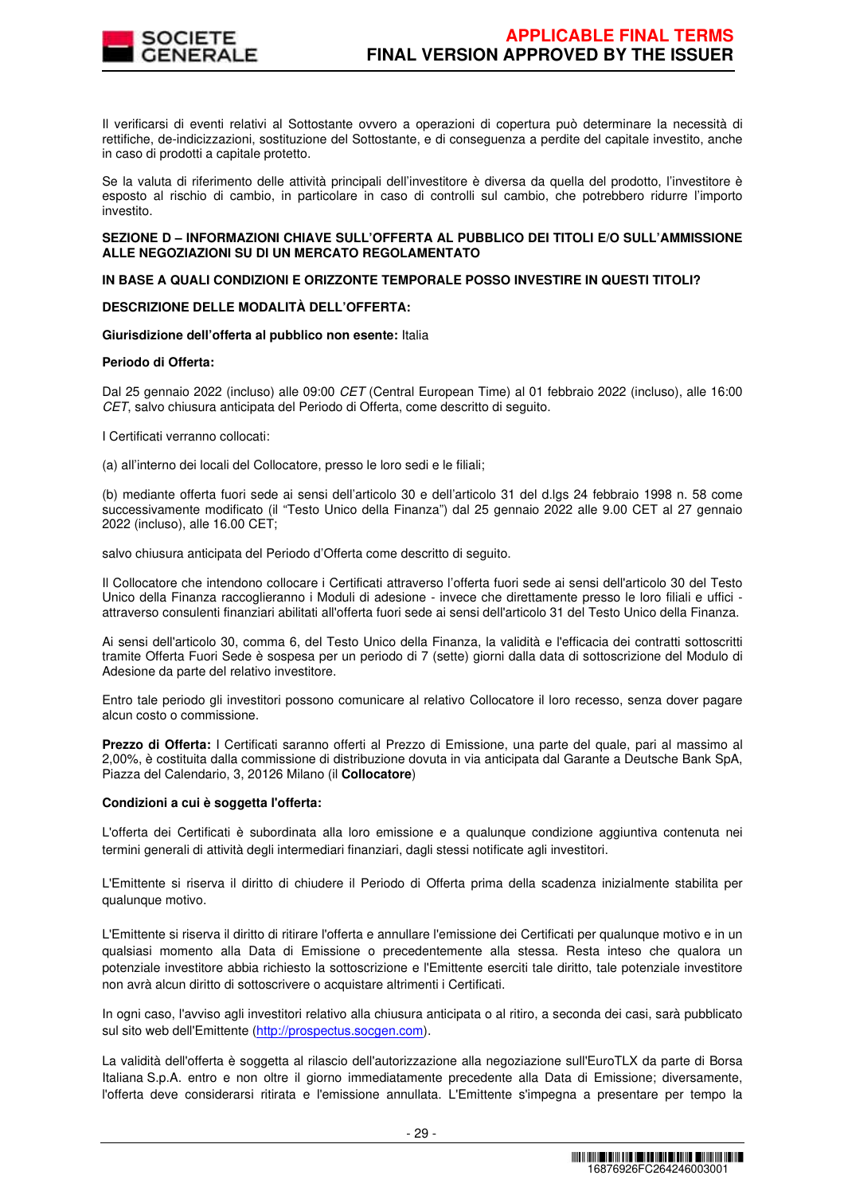Il verificarsi di eventi relativi al Sottostante ovvero a operazioni di copertura può determinare la necessità di rettifiche, de-indicizzazioni, sostituzione del Sottostante, e di conseguenza a perdite del capitale investito, anche in caso di prodotti a capitale protetto.

Se la valuta di riferimento delle attività principali dell'investitore è diversa da quella del prodotto, l'investitore è esposto al rischio di cambio, in particolare in caso di controlli sul cambio, che potrebbero ridurre l'importo investito.

**SEZIONE D – INFORMAZIONI CHIAVE SULL'OFFERTA AL PUBBLICO DEI TITOLI E/O SULL'AMMISSIONE ALLE NEGOZIAZIONI SU DI UN MERCATO REGOLAMENTATO**

**IN BASE A QUALI CONDIZIONI E ORIZZONTE TEMPORALE POSSO INVESTIRE IN QUESTI TITOLI?**

**DESCRIZIONE DELLE MODALITÀ DELL'OFFERTA:**

**Giurisdizione dell'offerta al pubblico non esente:** Italia

**Periodo di Offerta:**

Dal 25 gennaio 2022 (incluso) alle 09:00 *CET* (Central European Time) al 01 febbraio 2022 (incluso), alle 16:00 *CET*, salvo chiusura anticipata del Periodo di Offerta, come descritto di seguito.

I Certificati verranno collocati:

(a) all'interno dei locali del Collocatore, presso le loro sedi e le filiali;

(b) mediante offerta fuori sede ai sensi dell'articolo 30 e dell'articolo 31 del d.lgs 24 febbraio 1998 n. 58 come successivamente modificato (il "Testo Unico della Finanza") dal 25 gennaio 2022 alle 9.00 CET al 27 gennaio 2022 (incluso), alle 16.00 CET;

salvo chiusura anticipata del Periodo d'Offerta come descritto di seguito.

Il Collocatore che intendono collocare i Certificati attraverso l'offerta fuori sede ai sensi dell'articolo 30 del Testo Unico della Finanza raccoglieranno i Moduli di adesione - invece che direttamente presso le loro filiali e uffici - attraverso consulenti finanziari abilitati all'offerta fuori sede ai sensi dell'articolo 31 del Testo Unico della Finanza.

Ai sensi dell'articolo 30, comma 6, del Testo Unico della Finanza, la validità e l'efficacia dei contratti sottoscritti tramite Offerta Fuori Sede è sospesa per un periodo di 7 (sette) giorni dalla data di sottoscrizione del Modulo di Adesione da parte del relativo investitore.

Entro tale periodo gli investitori possono comunicare al relativo Collocatore il loro recesso, senza dover pagare alcun costo o commissione.

**Prezzo di Offerta:** I Certificati saranno offerti al Prezzo di Emissione, una parte del quale, pari al massimo al 2,00%, è costituita dalla commissione di distribuzione dovuta in via anticipata dal Garante a Deutsche Bank SpA, Piazza del Calendario, 3, 20126 Milano (il **Collocatore**)

**Condizioni a cui è soggetta l'offerta:**

L'offerta dei Certificati è subordinata alla loro emissione e a qualunque condizione aggiuntiva contenuta nei termini generali di attività degli intermediari finanziari, dagli stessi notificate agli investitori.

L'Emittente si riserva il diritto di chiudere il Periodo di Offerta prima della scadenza inizialmente stabilita per qualunque motivo.

L'Emittente si riserva il diritto di ritirare l'offerta e annullare l'emissione dei Certificati per qualunque motivo e in un qualsiasi momento alla Data di Emissione o precedentemente alla stessa. Resta inteso che qualora un potenziale investitore abbia richiesto la sottoscrizione e l'Emittente eserciti tale diritto, tale potenziale investitore non avrà alcun diritto di sottoscrivere o acquistare altrimenti i Certificati.

In ogni caso, l'avviso agli investitori relativo alla chiusura anticipata o al ritiro, a seconda dei casi, sarà pubblicato sul sito web dell'Emittente (http://prospectus.socgen.com).

La validità dell'offerta è soggetta al rilascio dell'autorizzazione alla negoziazione sull'EuroTLX da parte di Borsa Italiana S.p.A. entro e non oltre il giorno immediatamente precedente alla Data di Emissione; diversamente, l'offerta deve considerarsi ritirata e l'emissione annullata. L'Emittente s'impegna a presentare per tempo la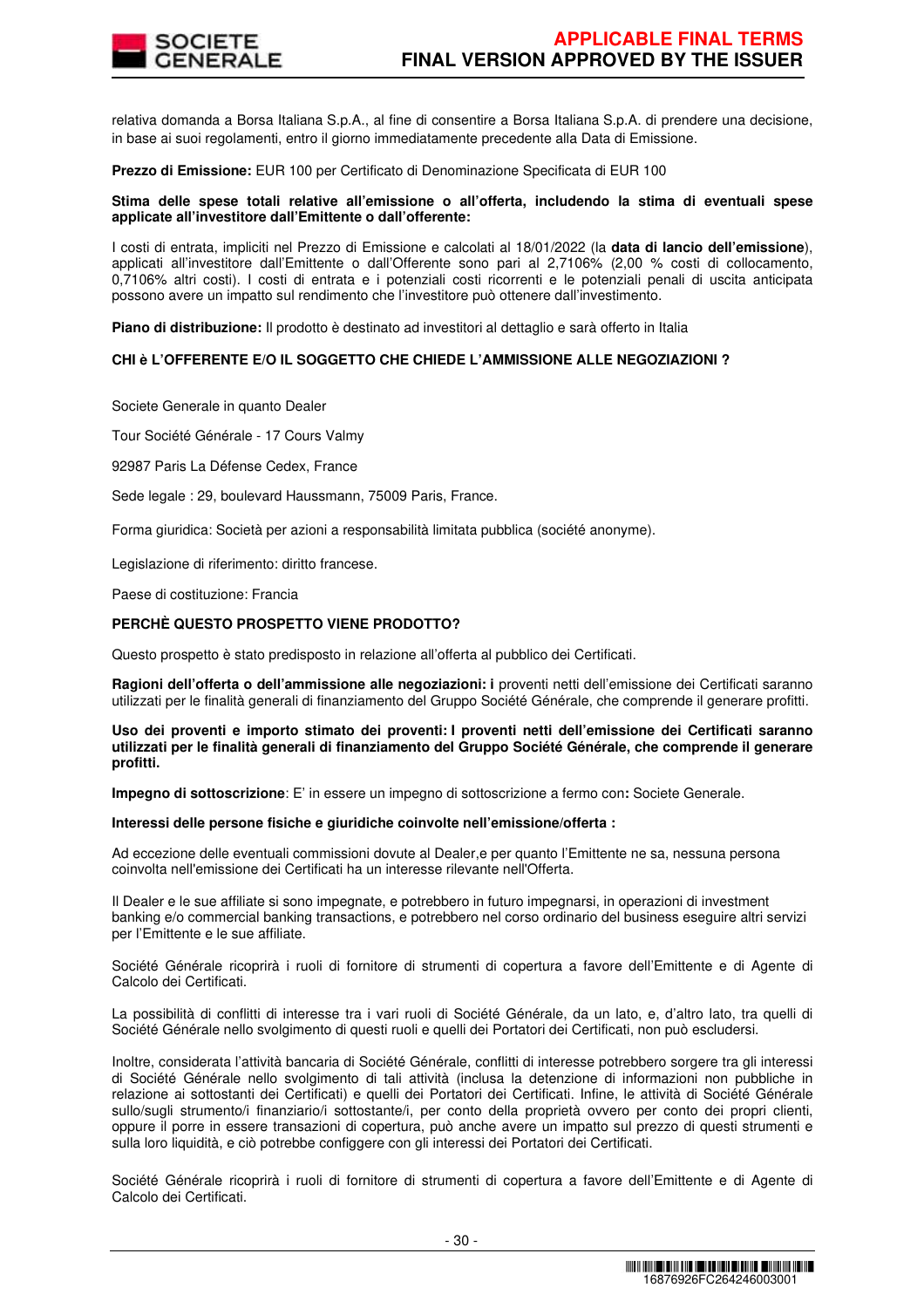relativa domanda a Borsa Italiana S.p.A., al fine di consentire a Borsa Italiana S.p.A. di prendere una decisione, in base ai suoi regolamenti, entro il giorno immediatamente precedente alla Data di Emissione.

**Prezzo di Emissione:** EUR 100 per Certificato di Denominazione Specificata di EUR 100

**Stima delle spese totali relative all'emissione o all'offerta, includendo la stima di eventuali spese applicate all'investitore dall'Emittente o dall'offerente:**

I costi di entrata, impliciti nel Prezzo di Emissione e calcolati al 18/01/2022 (la **data di lancio dell'emissione**), applicati all'investitore dall'Emittente o dall'Offerente sono pari al 2,7106% (2,00 % costi di collocamento, 0,7106% altri costi). I costi di entrata e i potenziali costi ricorrenti e le potenziali penali di uscita anticipata possono avere un impatto sul rendimento che l'investitore può ottenere dall'investimento.

**Piano di distribuzione:** Il prodotto è destinato ad investitori al dettaglio e sarà offerto in Italia

**CHI è L'OFFERENTE E/O IL SOGGETTO CHE CHIEDE L'AMMISSIONE ALLE NEGOZIAZIONI ?**

Societe Generale in quanto Dealer

Tour Société Générale - 17 Cours Valmy

92987 Paris La Défense Cedex, France

Sede legale : 29, boulevard Haussmann, 75009 Paris, France.

Forma giuridica: Società per azioni a responsabilità limitata pubblica (société anonyme).

Legislazione di riferimento: diritto francese.

Paese di costituzione: Francia

**PERCHÈ QUESTO PROSPETTO VIENE PRODOTTO?**

Questo prospetto è stato predisposto in relazione all'offerta al pubblico dei Certificati.

**Ragioni dell'offerta o dell'ammissione alle negoziazioni: i** proventi netti dell'emissione dei Certificati saranno utilizzati per le finalità generali di finanziamento del Gruppo Société Générale, che comprende il generare profitti.

**Uso dei proventi e importo stimato dei proventi: I proventi netti dell'emissione dei Certificati saranno utilizzati per le finalità generali di finanziamento del Gruppo Société Générale, che comprende il generare profitti.**

**Impegno di sottoscrizione**: E' in essere un impegno di sottoscrizione a fermo con**:** Societe Generale.

**Interessi delle persone fisiche e giuridiche coinvolte nell'emissione/offerta :**

Ad eccezione delle eventuali commissioni dovute al Dealer,e per quanto l'Emittente ne sa, nessuna persona coinvolta nell'emissione dei Certificati ha un interesse rilevante nell'Offerta.

Il Dealer e le sue affiliate si sono impegnate, e potrebbero in futuro impegnarsi, in operazioni di investment banking e/o commercial banking transactions, e potrebbero nel corso ordinario del business eseguire altri servizi per l'Emittente e le sue affiliate.

Société Générale ricoprirà i ruoli di fornitore di strumenti di copertura a favore dell'Emittente e di Agente di Calcolo dei Certificati.

La possibilità di conflitti di interesse tra i vari ruoli di Société Générale, da un lato, e, d'altro lato, tra quelli di Société Générale nello svolgimento di questi ruoli e quelli dei Portatori dei Certificati, non può escludersi.

Inoltre, considerata l'attività bancaria di Société Générale, conflitti di interesse potrebbero sorgere tra gli interessi di Société Générale nello svolgimento di tali attività (inclusa la detenzione di informazioni non pubbliche in relazione ai sottostanti dei Certificati) e quelli dei Portatori dei Certificati. Infine, le attività di Société Générale sullo/sugli strumento/i finanziario/i sottostante/i, per conto della proprietà ovvero per conto dei propri clienti, oppure il porre in essere transazioni di copertura, può anche avere un impatto sul prezzo di questi strumenti e sulla loro liquidità, e ciò potrebbe configgere con gli interessi dei Portatori dei Certificati.

Société Générale ricoprirà i ruoli di fornitore di strumenti di copertura a favore dell'Emittente e di Agente di Calcolo dei Certificati.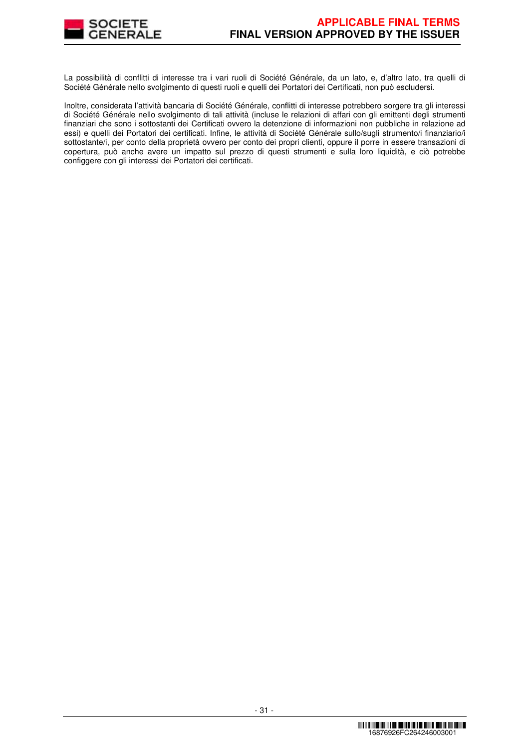La possibilità di conflitti di interesse tra i vari ruoli di Société Générale, da un lato, e, d'altro lato, tra quelli di Société Générale nello svolgimento di questi ruoli e quelli dei Portatori dei Certificati, non può escludersi.

Inoltre, considerata l'attività bancaria di Société Générale, conflitti di interesse potrebbero sorgere tra gli interessi di Société Générale nello svolgimento di tali attività (incluse le relazioni di affari con gli emittenti degli strumenti finanziari che sono i sottostanti dei Certificati ovvero la detenzione di informazioni non pubbliche in relazione ad essi) e quelli dei Portatori dei certificati. Infine, le attività di Société Générale sullo/sugli strumento/i finanziario/i sottostante/i, per conto della proprietà ovvero per conto dei propri clienti, oppure il porre in essere transazioni di copertura, può anche avere un impatto sul prezzo di questi strumenti e sulla loro liquidità, e ciò potrebbe configgere con gli interessi dei Portatori dei certificati.